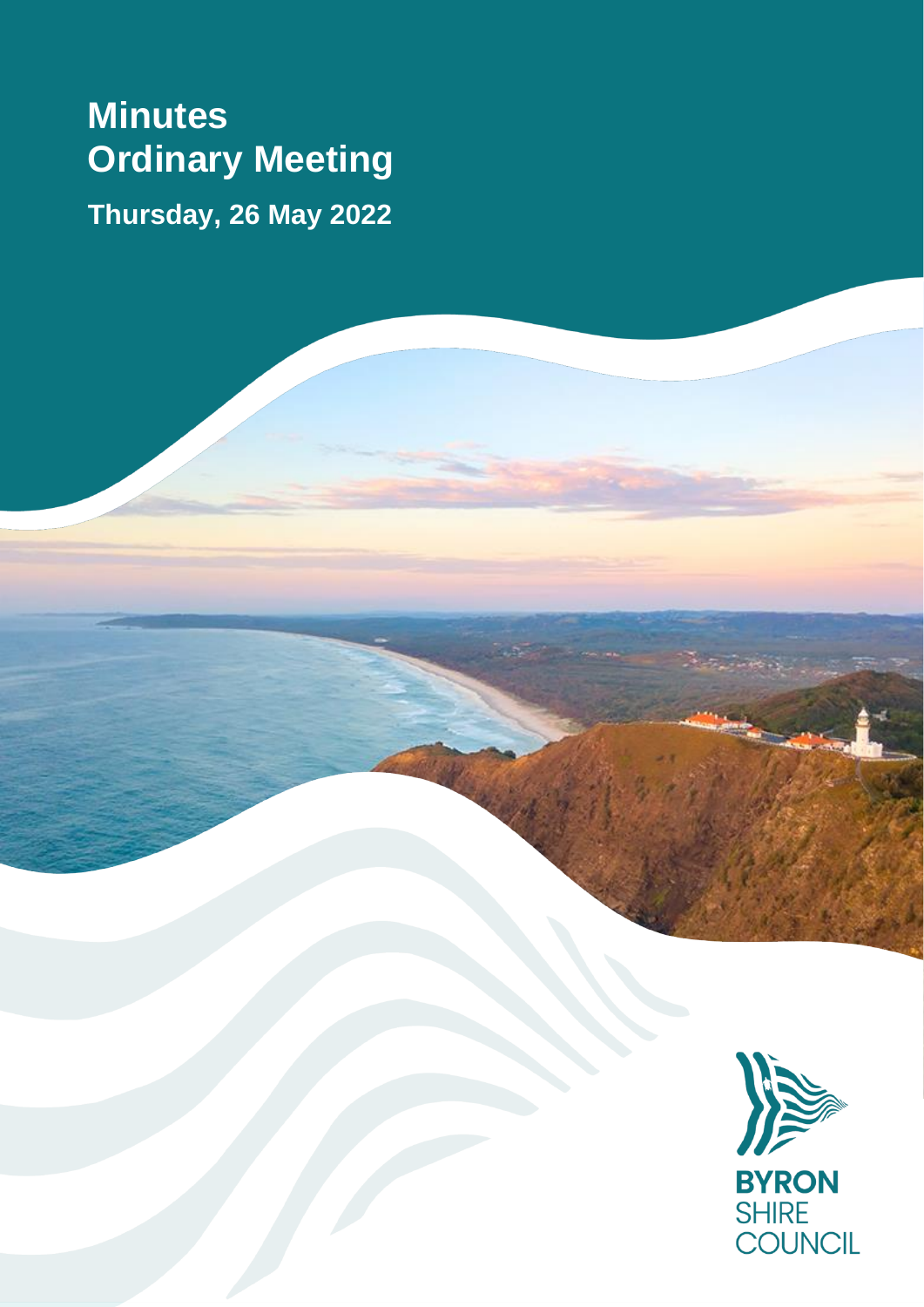# Minutes
# Ordinary Meeting

**Thursday, 26 May 2022**

BYRON SHIRE COUNCIL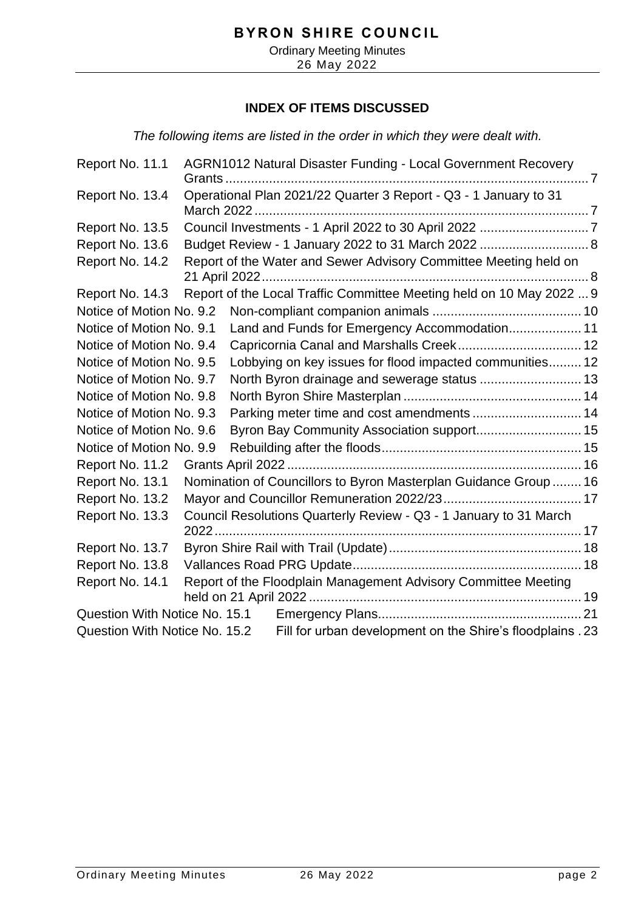## INDEX OF ITEMS DISCUSSED

*The following items are listed in the order in which they were dealt with.*

| Item | Title | Page |
|---|---|---|
| Report No. 11.1 | AGRN1012 Natural Disaster Funding - Local Government Recovery Grants | 7 |
| Report No. 13.4 | Operational Plan 2021/22 Quarter 3 Report - Q3 - 1 January to 31 March 2022 | 7 |
| Report No. 13.5 | Council Investments - 1 April 2022 to 30 April 2022 | 7 |
| Report No. 13.6 | Budget Review - 1 January 2022 to 31 March 2022 | 8 |
| Report No. 14.2 | Report of the Water and Sewer Advisory Committee Meeting held on 21 April 2022 | 8 |
| Report No. 14.3 | Report of the Local Traffic Committee Meeting held on 10 May 2022 | 9 |
| Notice of Motion No. 9.2 | Non-compliant companion animals | 10 |
| Notice of Motion No. 9.1 | Land and Funds for Emergency Accommodation | 11 |
| Notice of Motion No. 9.4 | Capricornia Canal and Marshalls Creek | 12 |
| Notice of Motion No. 9.5 | Lobbying on key issues for flood impacted communities | 12 |
| Notice of Motion No. 9.7 | North Byron drainage and sewerage status | 13 |
| Notice of Motion No. 9.8 | North Byron Shire Masterplan | 14 |
| Notice of Motion No. 9.3 | Parking meter time and cost amendments | 14 |
| Notice of Motion No. 9.6 | Byron Bay Community Association support | 15 |
| Notice of Motion No. 9.9 | Rebuilding after the floods | 15 |
| Report No. 11.2 | Grants April 2022 | 16 |
| Report No. 13.1 | Nomination of Councillors to Byron Masterplan Guidance Group | 16 |
| Report No. 13.2 | Mayor and Councillor Remuneration 2022/23 | 17 |
| Report No. 13.3 | Council Resolutions Quarterly Review - Q3 - 1 January to 31 March 2022 | 17 |
| Report No. 13.7 | Byron Shire Rail with Trail (Update) | 18 |
| Report No. 13.8 | Vallances Road PRG Update | 18 |
| Report No. 14.1 | Report of the Floodplain Management Advisory Committee Meeting held on 21 April 2022 | 19 |
| Question With Notice No. 15.1 | Emergency Plans | 21 |
| Question With Notice No. 15.2 | Fill for urban development on the Shire's floodplains | 23 |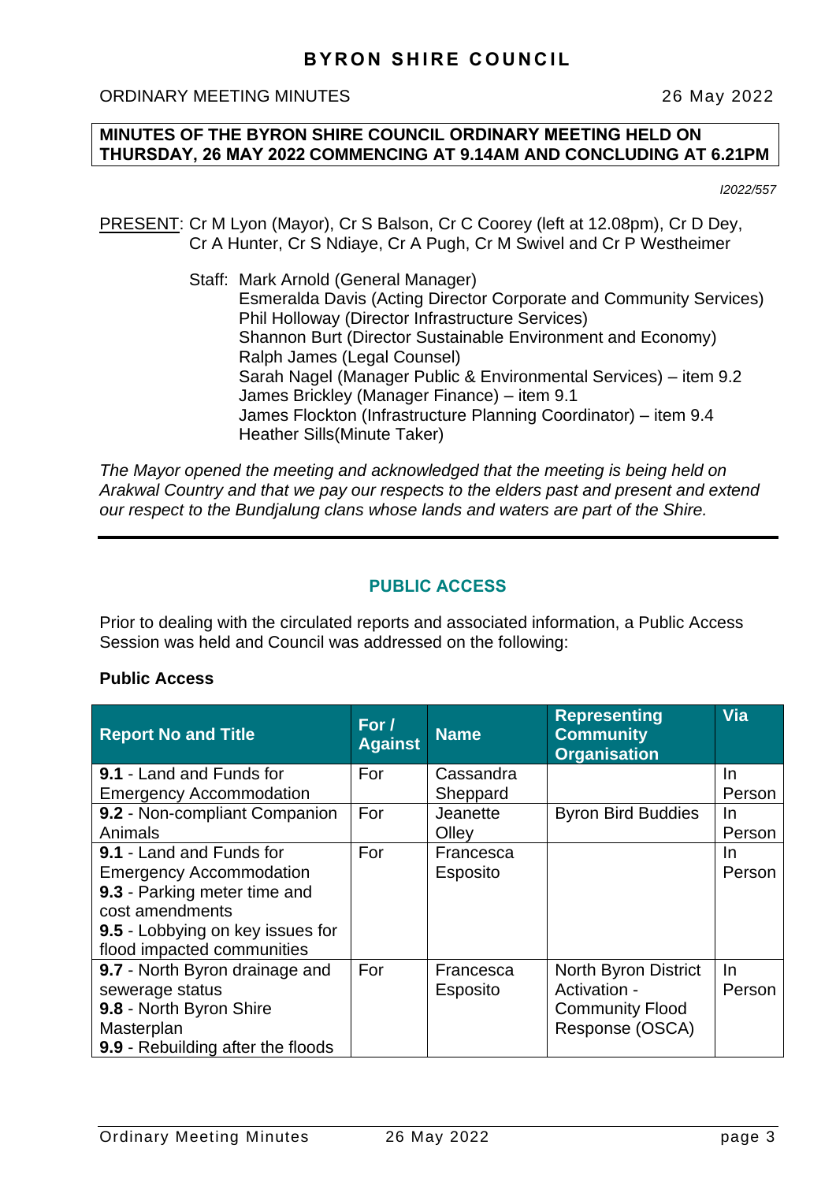**MINUTES OF THE BYRON SHIRE COUNCIL ORDINARY MEETING HELD ON THURSDAY, 26 MAY 2022 COMMENCING AT 9.14AM AND CONCLUDING AT 6.21PM**

*I2022/557*

PRESENT: Cr M Lyon (Mayor), Cr S Balson, Cr C Coorey (left at 12.08pm), Cr D Dey, Cr A Hunter, Cr S Ndiaye, Cr A Pugh, Cr M Swivel and Cr P Westheimer

Staff: Mark Arnold (General Manager)
Esmeralda Davis (Acting Director Corporate and Community Services)
Phil Holloway (Director Infrastructure Services)
Shannon Burt (Director Sustainable Environment and Economy)
Ralph James (Legal Counsel)
Sarah Nagel (Manager Public & Environmental Services) – item 9.2
James Brickley (Manager Finance) – item 9.1
James Flockton (Infrastructure Planning Coordinator) – item 9.4
Heather Sills(Minute Taker)

*The Mayor opened the meeting and acknowledged that the meeting is being held on Arakwal Country and that we pay our respects to the elders past and present and extend our respect to the Bundjalung clans whose lands and waters are part of the Shire.*

## PUBLIC ACCESS

Prior to dealing with the circulated reports and associated information, a Public Access Session was held and Council was addressed on the following:

**Public Access**

| Report No and Title | For / Against | Name | Representing Community Organisation | Via |
|---|---|---|---|---|
| **9.1** - Land and Funds for Emergency Accommodation | For | Cassandra Sheppard | | In Person |
| **9.2** - Non-compliant Companion Animals | For | Jeanette Olley | Byron Bird Buddies | In Person |
| **9.1** - Land and Funds for Emergency Accommodation<br>**9.3** - Parking meter time and cost amendments<br>**9.5** - Lobbying on key issues for flood impacted communities | For | Francesca Esposito | | In Person |
| **9.7** - North Byron drainage and sewerage status<br>**9.8** - North Byron Shire Masterplan<br>**9.9** - Rebuilding after the floods | For | Francesca Esposito | North Byron District Activation - Community Flood Response (OSCA) | In Person |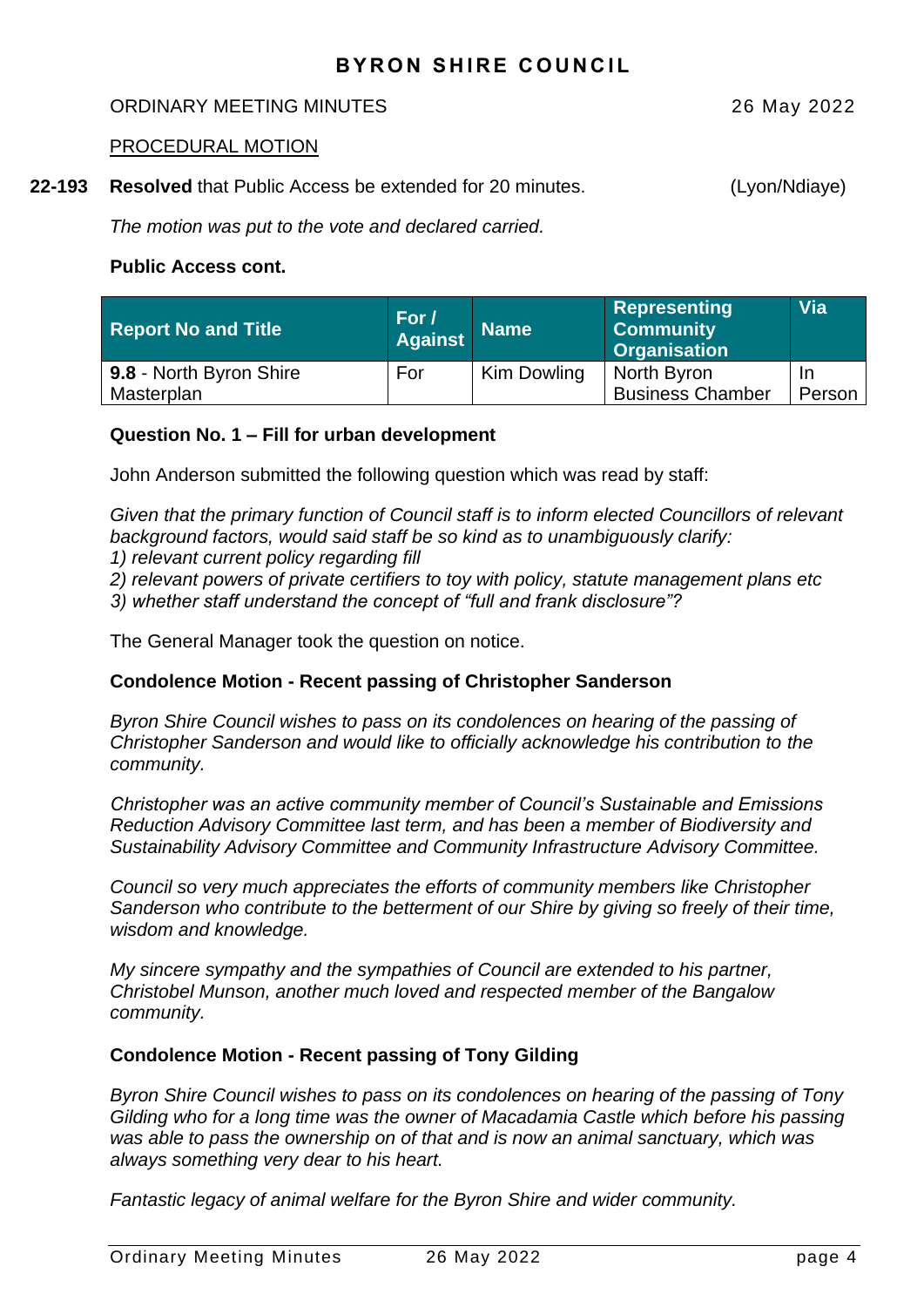PROCEDURAL MOTION

**22-193** **Resolved** that Public Access be extended for 20 minutes. (Lyon/Ndiaye)

*The motion was put to the vote and declared carried.*

**Public Access cont.**

| Report No and Title | For / Against | Name | Representing Community Organisation | Via |
|---|---|---|---|---|
| **9.8** - North Byron Shire Masterplan | For | Kim Dowling | North Byron Business Chamber | In Person |

**Question No. 1 – Fill for urban development**

John Anderson submitted the following question which was read by staff:

*Given that the primary function of Council staff is to inform elected Councillors of relevant background factors, would said staff be so kind as to unambiguously clarify:*
*1) relevant current policy regarding fill*
*2) relevant powers of private certifiers to toy with policy, statute management plans etc*
*3) whether staff understand the concept of "full and frank disclosure"?*

The General Manager took the question on notice.

**Condolence Motion - Recent passing of Christopher Sanderson**

*Byron Shire Council wishes to pass on its condolences on hearing of the passing of Christopher Sanderson and would like to officially acknowledge his contribution to the community.*

*Christopher was an active community member of Council's Sustainable and Emissions Reduction Advisory Committee last term, and has been a member of Biodiversity and Sustainability Advisory Committee and Community Infrastructure Advisory Committee.*

*Council so very much appreciates the efforts of community members like Christopher Sanderson who contribute to the betterment of our Shire by giving so freely of their time, wisdom and knowledge.*

*My sincere sympathy and the sympathies of Council are extended to his partner, Christobel Munson, another much loved and respected member of the Bangalow community.*

**Condolence Motion - Recent passing of Tony Gilding**

*Byron Shire Council wishes to pass on its condolences on hearing of the passing of Tony Gilding who for a long time was the owner of Macadamia Castle which before his passing was able to pass the ownership on of that and is now an animal sanctuary, which was always something very dear to his heart.*

*Fantastic legacy of animal welfare for the Byron Shire and wider community.*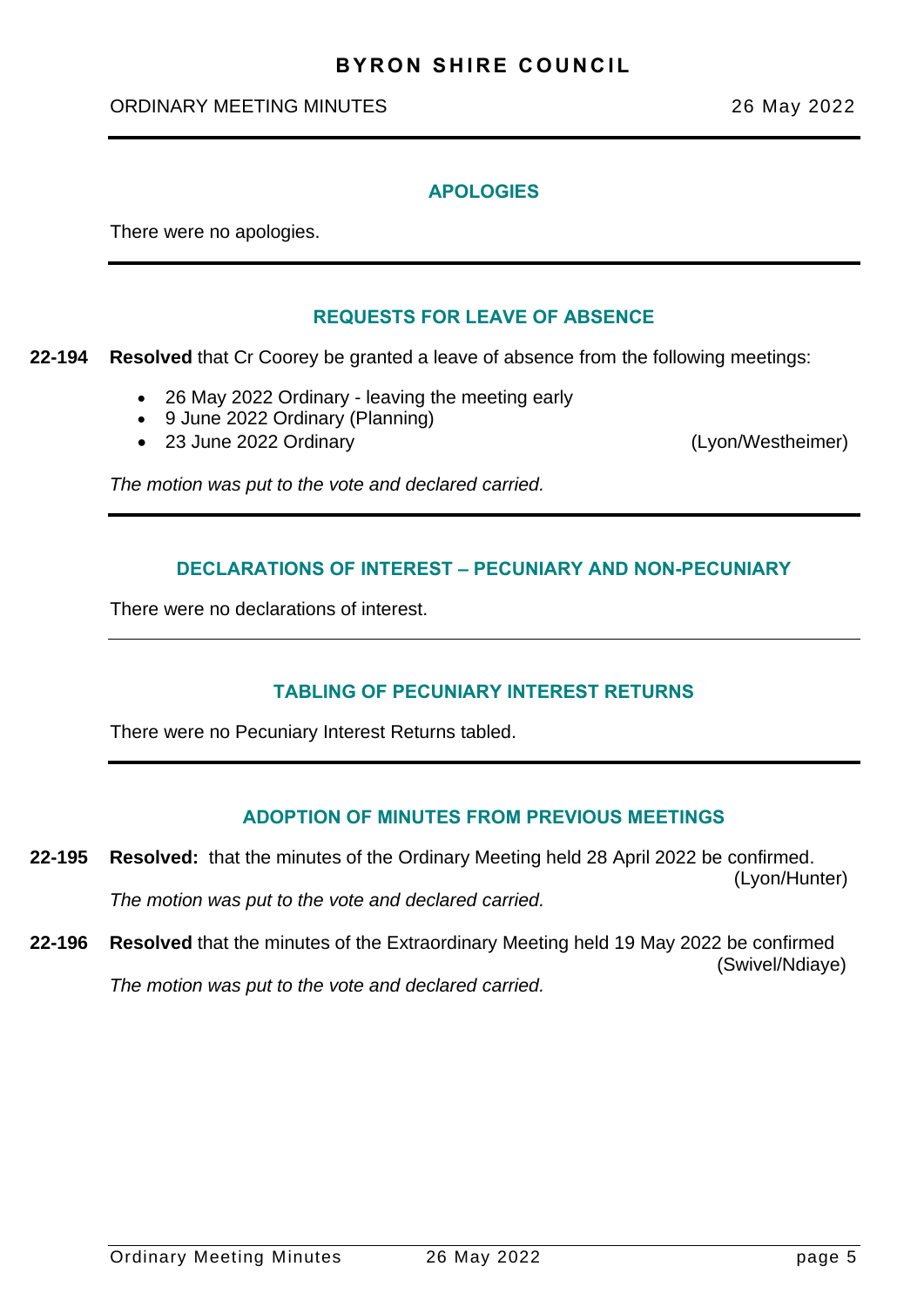## APOLOGIES

There were no apologies.

## REQUESTS FOR LEAVE OF ABSENCE

**22-194** **Resolved** that Cr Coorey be granted a leave of absence from the following meetings:

- 26 May 2022 Ordinary - leaving the meeting early
- 9 June 2022 Ordinary (Planning)
- 23 June 2022 Ordinary (Lyon/Westheimer)

*The motion was put to the vote and declared carried.*

## DECLARATIONS OF INTEREST – PECUNIARY AND NON-PECUNIARY

There were no declarations of interest.

## TABLING OF PECUNIARY INTEREST RETURNS

There were no Pecuniary Interest Returns tabled.

## ADOPTION OF MINUTES FROM PREVIOUS MEETINGS

**22-195** **Resolved:** that the minutes of the Ordinary Meeting held 28 April 2022 be confirmed. (Lyon/Hunter)

*The motion was put to the vote and declared carried.*

**22-196** **Resolved** that the minutes of the Extraordinary Meeting held 19 May 2022 be confirmed (Swivel/Ndiaye)

*The motion was put to the vote and declared carried.*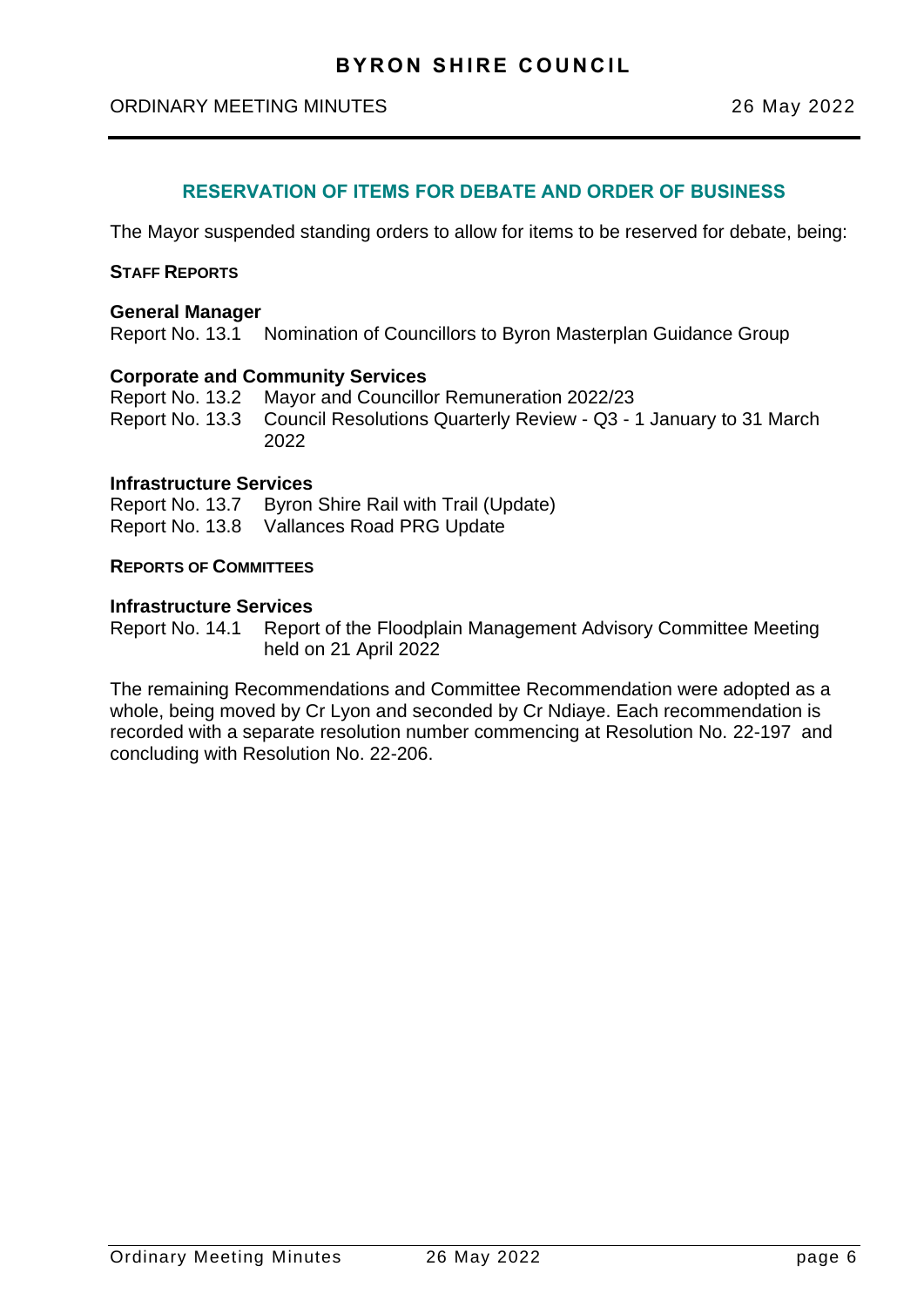## RESERVATION OF ITEMS FOR DEBATE AND ORDER OF BUSINESS

The Mayor suspended standing orders to allow for items to be reserved for debate, being:

**STAFF REPORTS**

**General Manager**

Report No. 13.1 Nomination of Councillors to Byron Masterplan Guidance Group

**Corporate and Community Services**

Report No. 13.2 Mayor and Councillor Remuneration 2022/23

Report No. 13.3 Council Resolutions Quarterly Review - Q3 - 1 January to 31 March 2022

**Infrastructure Services**

Report No. 13.7 Byron Shire Rail with Trail (Update)

Report No. 13.8 Vallances Road PRG Update

**REPORTS OF COMMITTEES**

**Infrastructure Services**

Report No. 14.1 Report of the Floodplain Management Advisory Committee Meeting held on 21 April 2022

The remaining Recommendations and Committee Recommendation were adopted as a whole, being moved by Cr Lyon and seconded by Cr Ndiaye. Each recommendation is recorded with a separate resolution number commencing at Resolution No. 22-197 and concluding with Resolution No. 22-206.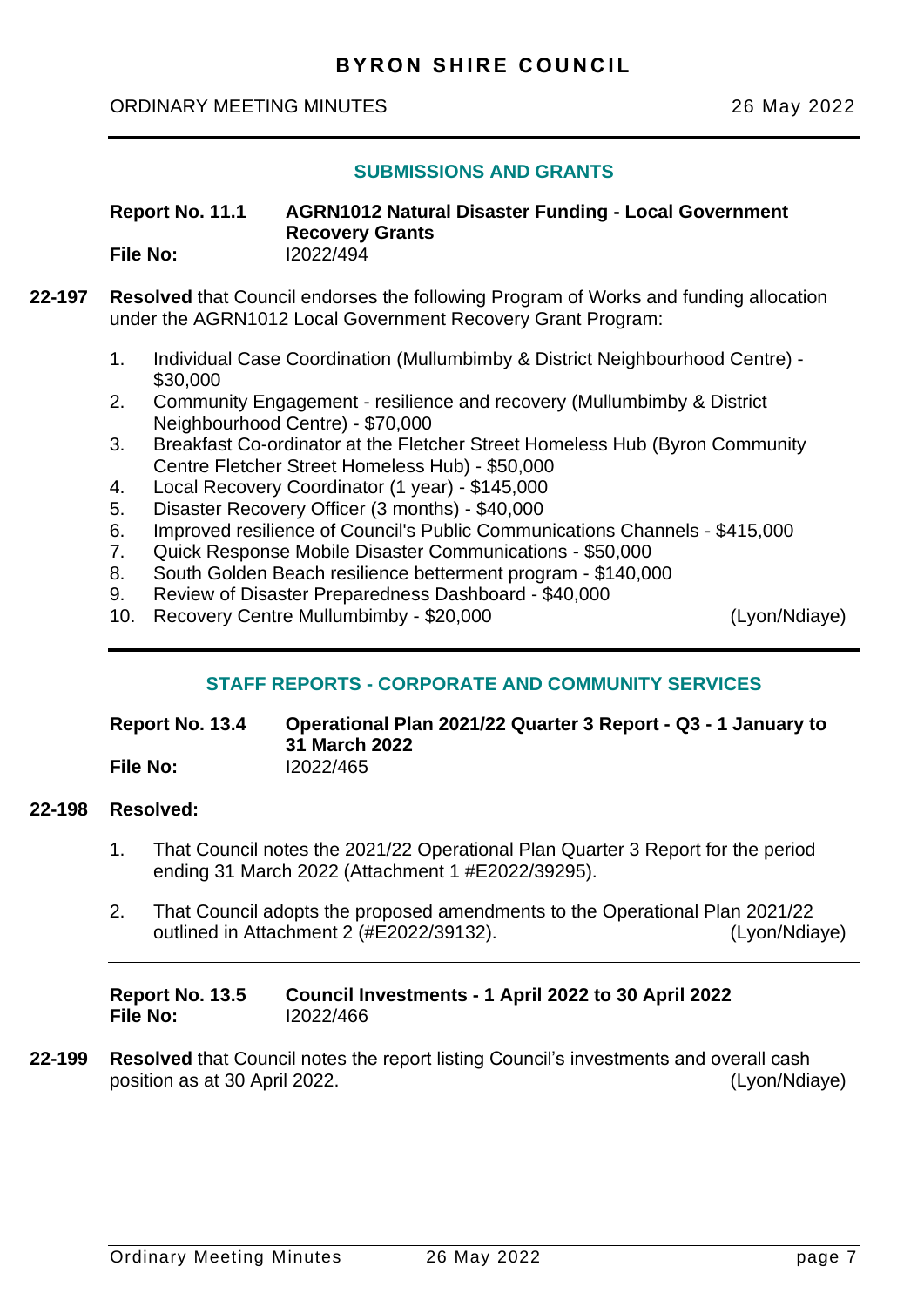## SUBMISSIONS AND GRANTS

**Report No. 11.1** **AGRN1012 Natural Disaster Funding - Local Government Recovery Grants**
**File No:** I2022/494

**22-197** **Resolved** that Council endorses the following Program of Works and funding allocation under the AGRN1012 Local Government Recovery Grant Program:

1. Individual Case Coordination (Mullumbimby & District Neighbourhood Centre) - $30,000
2. Community Engagement - resilience and recovery (Mullumbimby & District Neighbourhood Centre) - $70,000
3. Breakfast Co-ordinator at the Fletcher Street Homeless Hub (Byron Community Centre Fletcher Street Homeless Hub) - $50,000
4. Local Recovery Coordinator (1 year) - $145,000
5. Disaster Recovery Officer (3 months) - $40,000
6. Improved resilience of Council's Public Communications Channels - $415,000
7. Quick Response Mobile Disaster Communications - $50,000
8. South Golden Beach resilience betterment program - $140,000
9. Review of Disaster Preparedness Dashboard - $40,000
10. Recovery Centre Mullumbimby - $20,000 (Lyon/Ndiaye)

## STAFF REPORTS - CORPORATE AND COMMUNITY SERVICES

**Report No. 13.4** **Operational Plan 2021/22 Quarter 3 Report - Q3 - 1 January to 31 March 2022**
**File No:** I2022/465

**22-198** **Resolved:**

1. That Council notes the 2021/22 Operational Plan Quarter 3 Report for the period ending 31 March 2022 (Attachment 1 #E2022/39295).

2. That Council adopts the proposed amendments to the Operational Plan 2021/22 outlined in Attachment 2 (#E2022/39132). (Lyon/Ndiaye)

**Report No. 13.5** **Council Investments - 1 April 2022 to 30 April 2022**
**File No:** I2022/466

**22-199** **Resolved** that Council notes the report listing Council's investments and overall cash position as at 30 April 2022. (Lyon/Ndiaye)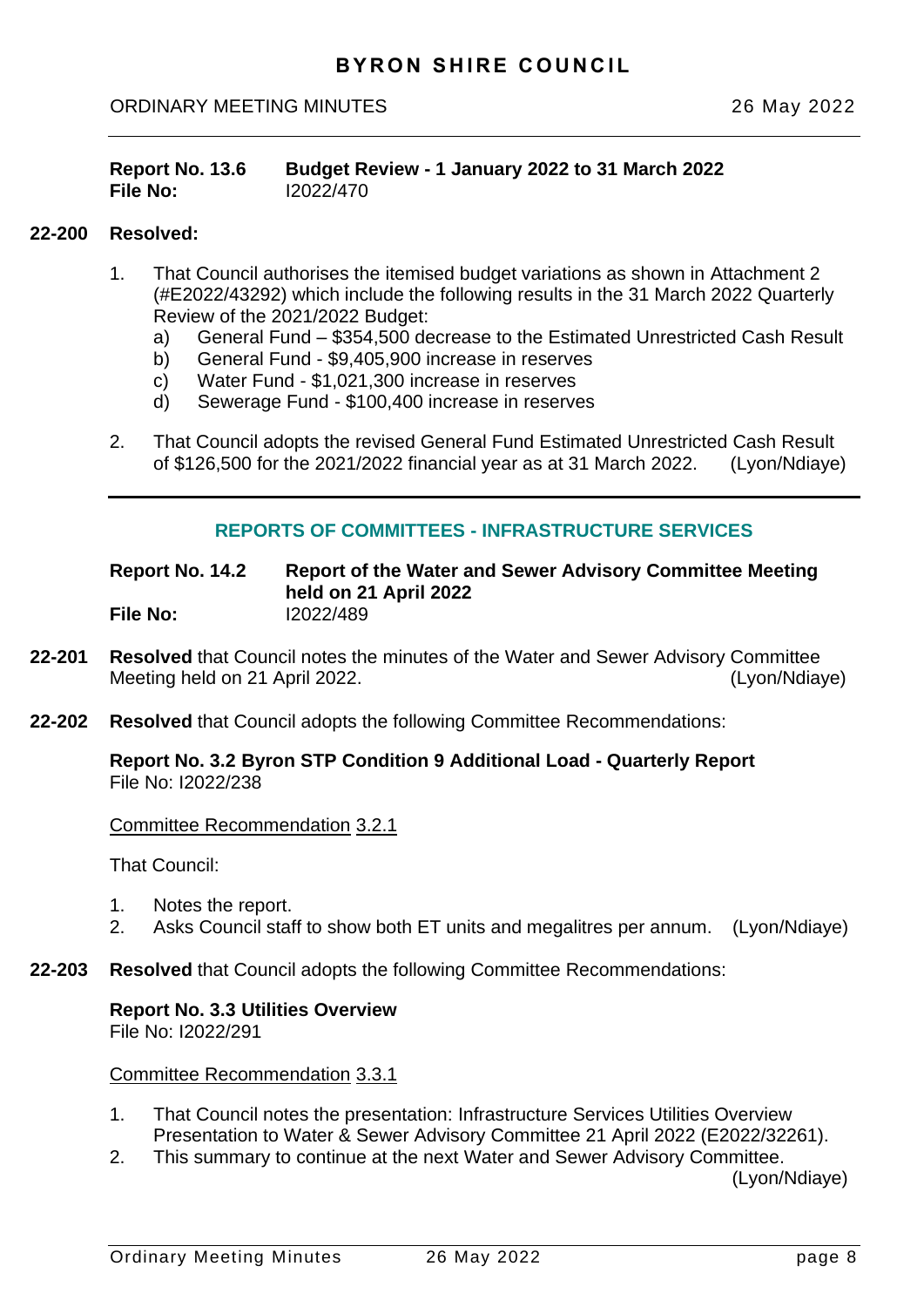**Report No. 13.6 Budget Review - 1 January 2022 to 31 March 2022**
**File No:** I2022/470

**22-200 Resolved:**

1. That Council authorises the itemised budget variations as shown in Attachment 2 (#E2022/43292) which include the following results in the 31 March 2022 Quarterly Review of the 2021/2022 Budget:
   a) General Fund – $354,500 decrease to the Estimated Unrestricted Cash Result
   b) General Fund - $9,405,900 increase in reserves
   c) Water Fund - $1,021,300 increase in reserves
   d) Sewerage Fund - $100,400 increase in reserves

2. That Council adopts the revised General Fund Estimated Unrestricted Cash Result of $126,500 for the 2021/2022 financial year as at 31 March 2022. (Lyon/Ndiaye)

## REPORTS OF COMMITTEES - INFRASTRUCTURE SERVICES

**Report No. 14.2 Report of the Water and Sewer Advisory Committee Meeting held on 21 April 2022**
**File No:** I2022/489

**22-201** **Resolved** that Council notes the minutes of the Water and Sewer Advisory Committee Meeting held on 21 April 2022. (Lyon/Ndiaye)

**22-202** **Resolved** that Council adopts the following Committee Recommendations:

**Report No. 3.2 Byron STP Condition 9 Additional Load - Quarterly Report**
File No: I2022/238

Committee Recommendation 3.2.1

That Council:

1. Notes the report.
2. Asks Council staff to show both ET units and megalitres per annum. (Lyon/Ndiaye)

**22-203** **Resolved** that Council adopts the following Committee Recommendations:

**Report No. 3.3 Utilities Overview**
File No: I2022/291

Committee Recommendation 3.3.1

1. That Council notes the presentation: Infrastructure Services Utilities Overview Presentation to Water & Sewer Advisory Committee 21 April 2022 (E2022/32261).
2. This summary to continue at the next Water and Sewer Advisory Committee.

(Lyon/Ndiaye)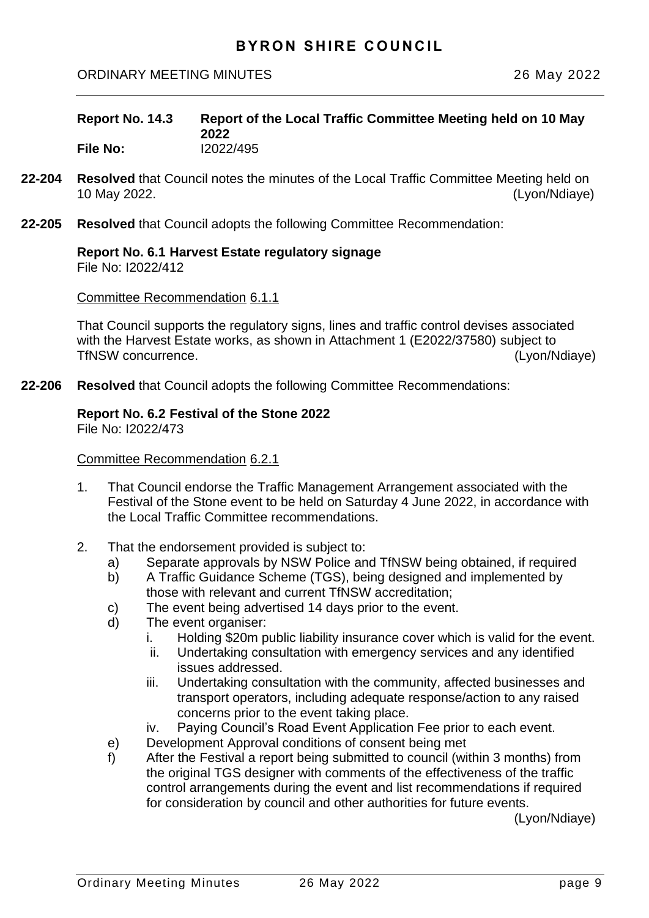**Report No. 14.3 Report of the Local Traffic Committee Meeting held on 10 May 2022**
**File No:** I2022/495

**22-204** **Resolved** that Council notes the minutes of the Local Traffic Committee Meeting held on 10 May 2022. (Lyon/Ndiaye)

**22-205** **Resolved** that Council adopts the following Committee Recommendation:

**Report No. 6.1 Harvest Estate regulatory signage**
File No: I2022/412

Committee Recommendation 6.1.1

That Council supports the regulatory signs, lines and traffic control devises associated with the Harvest Estate works, as shown in Attachment 1 (E2022/37580) subject to TfNSW concurrence. (Lyon/Ndiaye)

**22-206** **Resolved** that Council adopts the following Committee Recommendations:

**Report No. 6.2 Festival of the Stone 2022**
File No: I2022/473

Committee Recommendation 6.2.1

1. That Council endorse the Traffic Management Arrangement associated with the Festival of the Stone event to be held on Saturday 4 June 2022, in accordance with the Local Traffic Committee recommendations.

2. That the endorsement provided is subject to:
   a) Separate approvals by NSW Police and TfNSW being obtained, if required
   b) A Traffic Guidance Scheme (TGS), being designed and implemented by those with relevant and current TfNSW accreditation;
   c) The event being advertised 14 days prior to the event.
   d) The event organiser:
      i. Holding $20m public liability insurance cover which is valid for the event.
      ii. Undertaking consultation with emergency services and any identified issues addressed.
      iii. Undertaking consultation with the community, affected businesses and transport operators, including adequate response/action to any raised concerns prior to the event taking place.
      iv. Paying Council's Road Event Application Fee prior to each event.
   e) Development Approval conditions of consent being met
   f) After the Festival a report being submitted to council (within 3 months) from the original TGS designer with comments of the effectiveness of the traffic control arrangements during the event and list recommendations if required for consideration by council and other authorities for future events.

(Lyon/Ndiaye)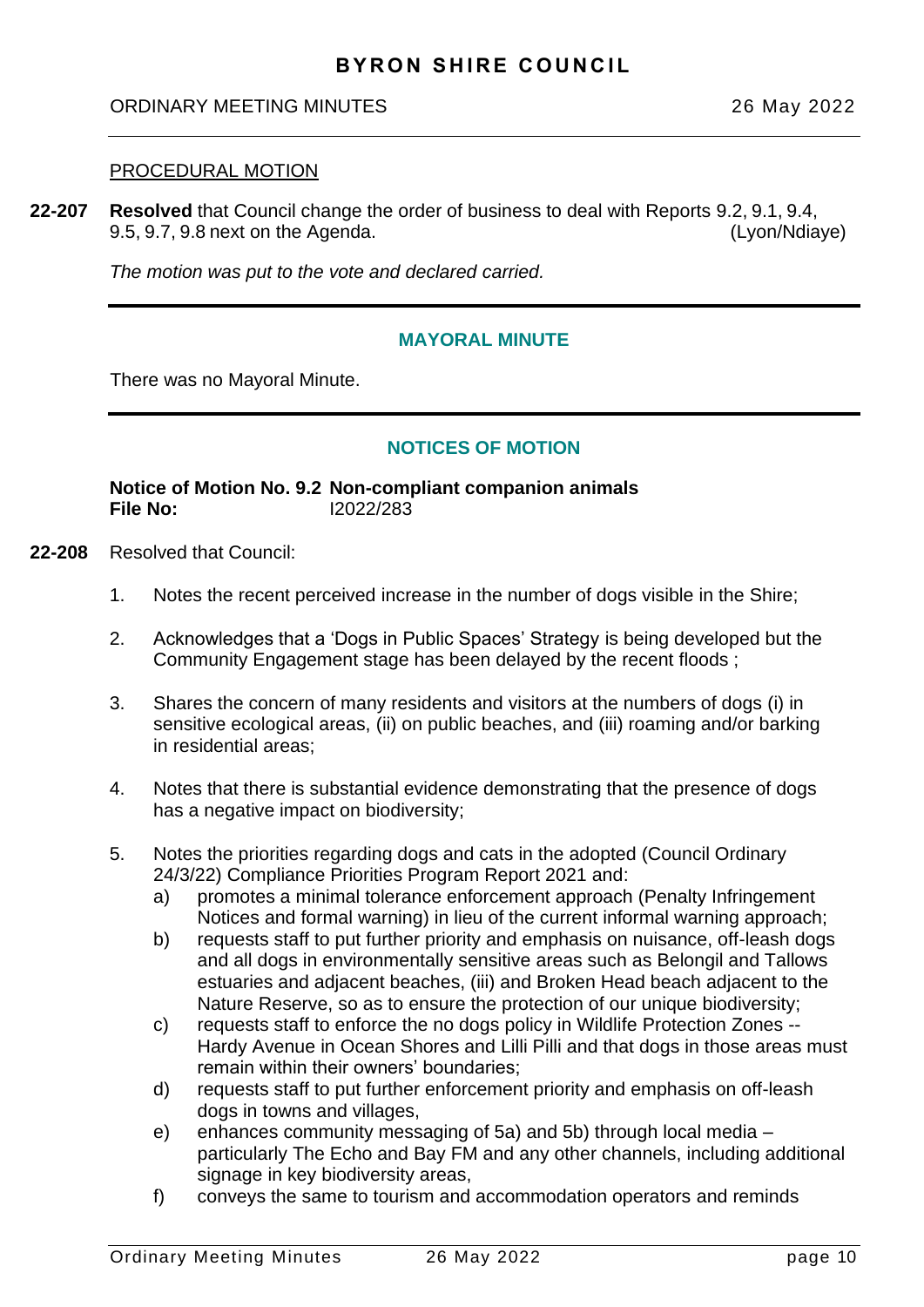PROCEDURAL MOTION

**22-207** **Resolved** that Council change the order of business to deal with Reports 9.2, 9.1, 9.4, 9.5, 9.7, 9.8 next on the Agenda. (Lyon/Ndiaye)

*The motion was put to the vote and declared carried.*

## MAYORAL MINUTE

There was no Mayoral Minute.

## NOTICES OF MOTION

**Notice of Motion No. 9.2 Non-compliant companion animals**
**File No:** I2022/283

**22-208** Resolved that Council:

1. Notes the recent perceived increase in the number of dogs visible in the Shire;

2. Acknowledges that a 'Dogs in Public Spaces' Strategy is being developed but the Community Engagement stage has been delayed by the recent floods ;

3. Shares the concern of many residents and visitors at the numbers of dogs (i) in sensitive ecological areas, (ii) on public beaches, and (iii) roaming and/or barking in residential areas;

4. Notes that there is substantial evidence demonstrating that the presence of dogs has a negative impact on biodiversity;

5. Notes the priorities regarding dogs and cats in the adopted (Council Ordinary 24/3/22) Compliance Priorities Program Report 2021 and:
   a) promotes a minimal tolerance enforcement approach (Penalty Infringement Notices and formal warning) in lieu of the current informal warning approach;
   b) requests staff to put further priority and emphasis on nuisance, off-leash dogs and all dogs in environmentally sensitive areas such as Belongil and Tallows estuaries and adjacent beaches, (iii) and Broken Head beach adjacent to the Nature Reserve, so as to ensure the protection of our unique biodiversity;
   c) requests staff to enforce the no dogs policy in Wildlife Protection Zones -- Hardy Avenue in Ocean Shores and Lilli Pilli and that dogs in those areas must remain within their owners' boundaries;
   d) requests staff to put further enforcement priority and emphasis on off-leash dogs in towns and villages,
   e) enhances community messaging of 5a) and 5b) through local media – particularly The Echo and Bay FM and any other channels, including additional signage in key biodiversity areas,
   f) conveys the same to tourism and accommodation operators and reminds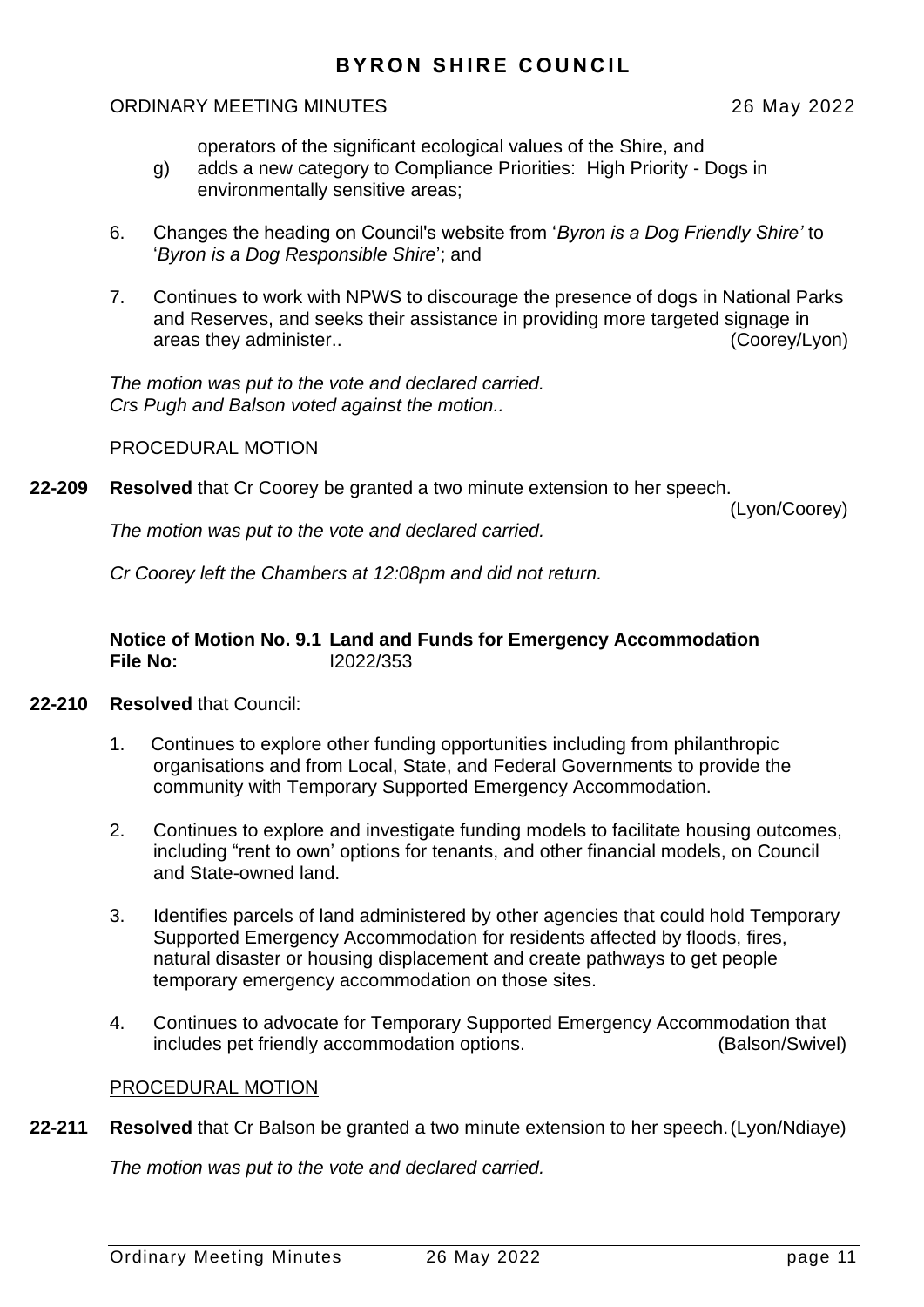operators of the significant ecological values of the Shire, and

g) adds a new category to Compliance Priorities: High Priority - Dogs in environmentally sensitive areas;

6. Changes the heading on Council's website from '*Byron is a Dog Friendly Shire'* to '*Byron is a Dog Responsible Shire*'; and

7. Continues to work with NPWS to discourage the presence of dogs in National Parks and Reserves, and seeks their assistance in providing more targeted signage in areas they administer.. (Coorey/Lyon)

*The motion was put to the vote and declared carried.*
*Crs Pugh and Balson voted against the motion..*

PROCEDURAL MOTION

**22-209** **Resolved** that Cr Coorey be granted a two minute extension to her speech. (Lyon/Coorey)

*The motion was put to the vote and declared carried.*

*Cr Coorey left the Chambers at 12:08pm and did not return.*

---

**Notice of Motion No. 9.1 Land and Funds for Emergency Accommodation**
**File No:** I2022/353

**22-210** **Resolved** that Council:

1. Continues to explore other funding opportunities including from philanthropic organisations and from Local, State, and Federal Governments to provide the community with Temporary Supported Emergency Accommodation.

2. Continues to explore and investigate funding models to facilitate housing outcomes, including "rent to own' options for tenants, and other financial models, on Council and State-owned land.

3. Identifies parcels of land administered by other agencies that could hold Temporary Supported Emergency Accommodation for residents affected by floods, fires, natural disaster or housing displacement and create pathways to get people temporary emergency accommodation on those sites.

4. Continues to advocate for Temporary Supported Emergency Accommodation that includes pet friendly accommodation options. (Balson/Swivel)

PROCEDURAL MOTION

**22-211** **Resolved** that Cr Balson be granted a two minute extension to her speech. (Lyon/Ndiaye)

*The motion was put to the vote and declared carried.*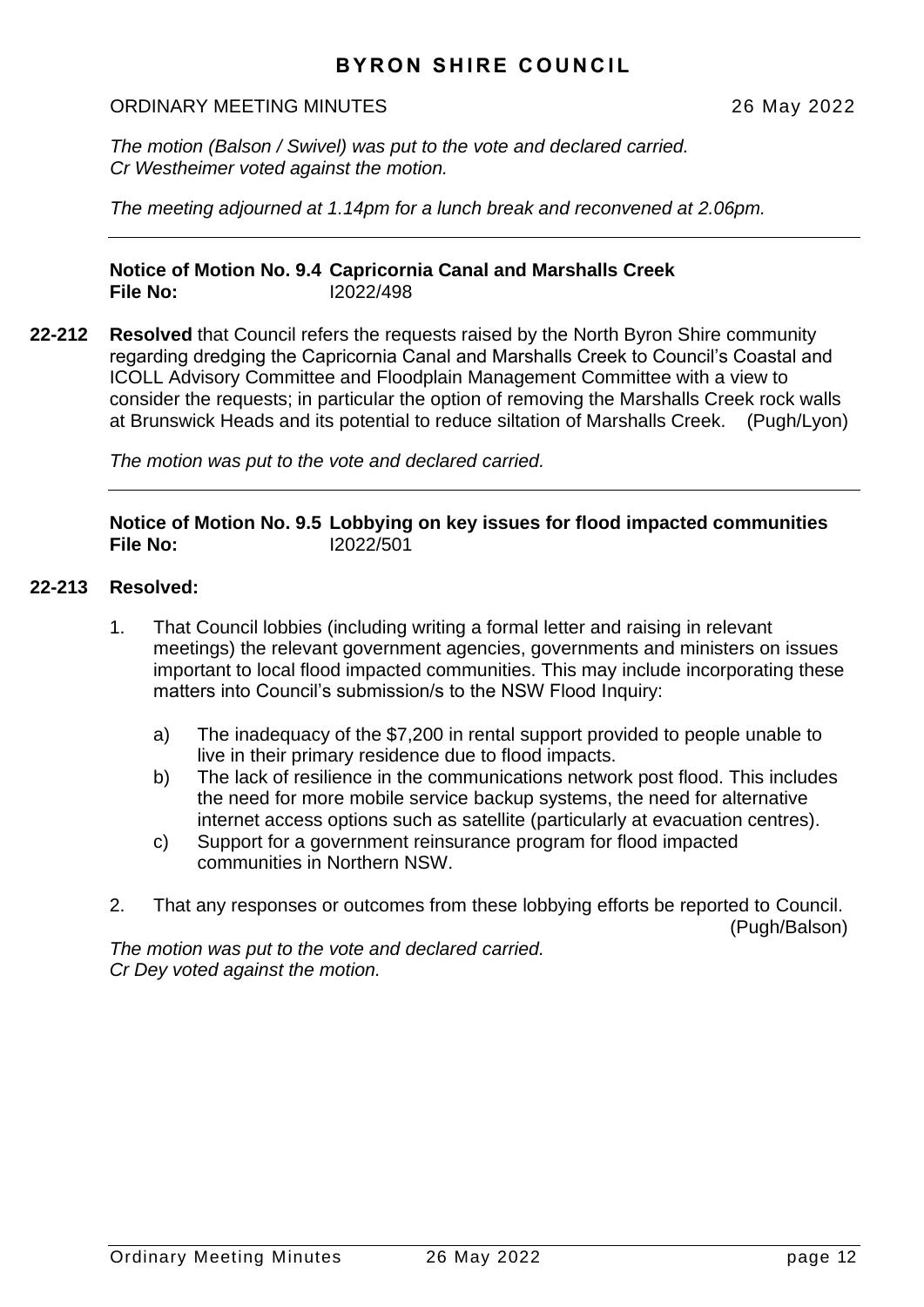*The motion (Balson / Swivel) was put to the vote and declared carried.*
*Cr Westheimer voted against the motion.*

*The meeting adjourned at 1.14pm for a lunch break and reconvened at 2.06pm.*

---

**Notice of Motion No. 9.4 Capricornia Canal and Marshalls Creek**
**File No:** I2022/498

**22-212 Resolved** that Council refers the requests raised by the North Byron Shire community regarding dredging the Capricornia Canal and Marshalls Creek to Council's Coastal and ICOLL Advisory Committee and Floodplain Management Committee with a view to consider the requests; in particular the option of removing the Marshalls Creek rock walls at Brunswick Heads and its potential to reduce siltation of Marshalls Creek. (Pugh/Lyon)

*The motion was put to the vote and declared carried.*

---

**Notice of Motion No. 9.5 Lobbying on key issues for flood impacted communities**
**File No:** I2022/501

**22-213 Resolved:**

1. That Council lobbies (including writing a formal letter and raising in relevant meetings) the relevant government agencies, governments and ministers on issues important to local flood impacted communities. This may include incorporating these matters into Council's submission/s to the NSW Flood Inquiry:

   a) The inadequacy of the $7,200 in rental support provided to people unable to live in their primary residence due to flood impacts.
   b) The lack of resilience in the communications network post flood. This includes the need for more mobile service backup systems, the need for alternative internet access options such as satellite (particularly at evacuation centres).
   c) Support for a government reinsurance program for flood impacted communities in Northern NSW.

2. That any responses or outcomes from these lobbying efforts be reported to Council. (Pugh/Balson)

*The motion was put to the vote and declared carried.*
*Cr Dey voted against the motion.*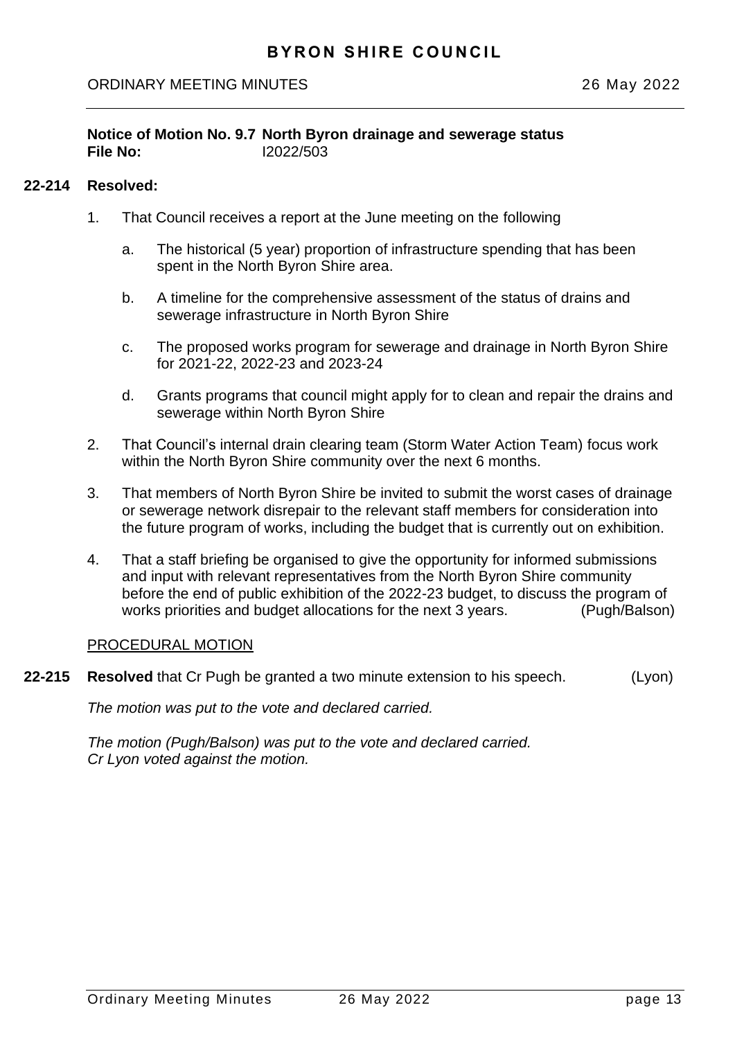**Notice of Motion No. 9.7 North Byron drainage and sewerage status**
**File No:** I2022/503

**22-214 Resolved:**

1. That Council receives a report at the June meeting on the following

   a. The historical (5 year) proportion of infrastructure spending that has been spent in the North Byron Shire area.

   b. A timeline for the comprehensive assessment of the status of drains and sewerage infrastructure in North Byron Shire

   c. The proposed works program for sewerage and drainage in North Byron Shire for 2021-22, 2022-23 and 2023-24

   d. Grants programs that council might apply for to clean and repair the drains and sewerage within North Byron Shire

2. That Council's internal drain clearing team (Storm Water Action Team) focus work within the North Byron Shire community over the next 6 months.

3. That members of North Byron Shire be invited to submit the worst cases of drainage or sewerage network disrepair to the relevant staff members for consideration into the future program of works, including the budget that is currently out on exhibition.

4. That a staff briefing be organised to give the opportunity for informed submissions and input with relevant representatives from the North Byron Shire community before the end of public exhibition of the 2022-23 budget, to discuss the program of works priorities and budget allocations for the next 3 years. (Pugh/Balson)

PROCEDURAL MOTION

**22-215 Resolved** that Cr Pugh be granted a two minute extension to his speech. (Lyon)

*The motion was put to the vote and declared carried.*

*The motion (Pugh/Balson) was put to the vote and declared carried.*
*Cr Lyon voted against the motion.*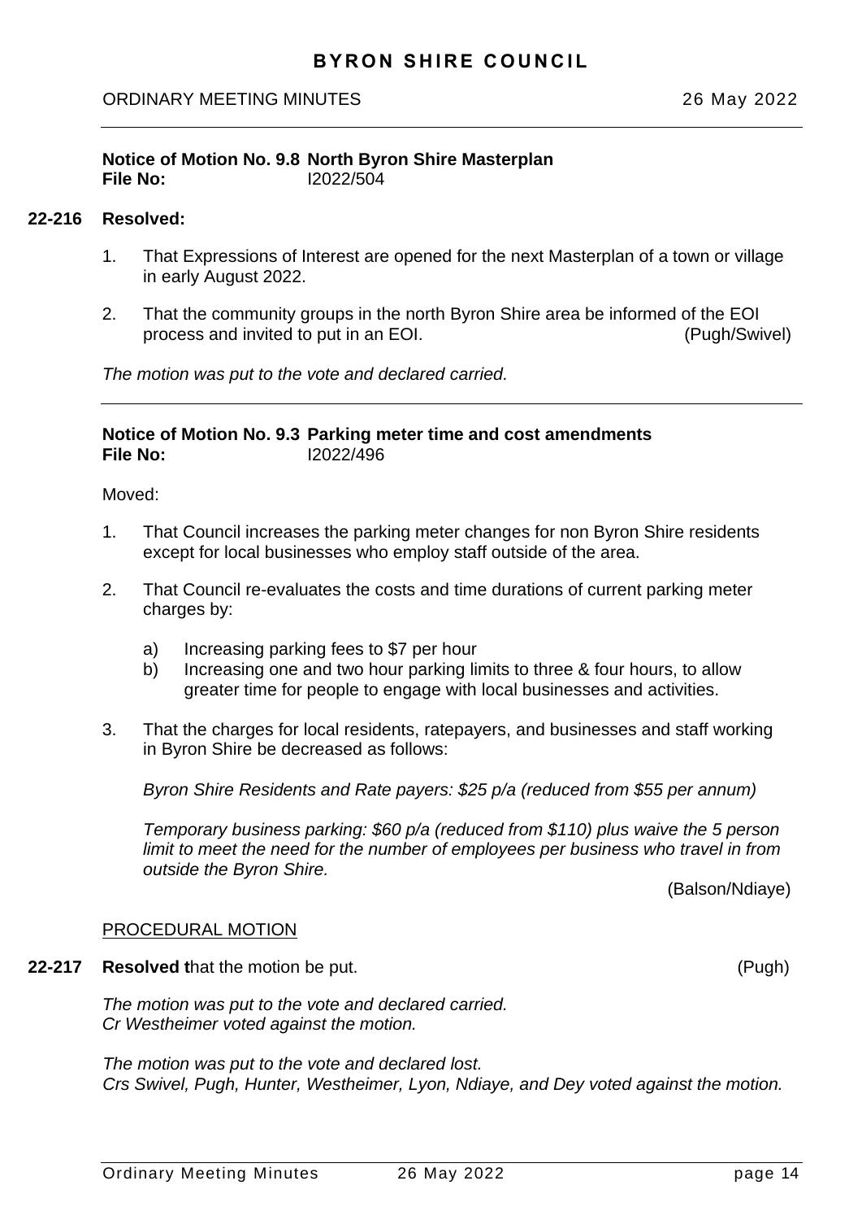**Notice of Motion No. 9.8 North Byron Shire Masterplan**
**File No:** I2022/504

**22-216 Resolved:**

1. That Expressions of Interest are opened for the next Masterplan of a town or village in early August 2022.

2. That the community groups in the north Byron Shire area be informed of the EOI process and invited to put in an EOI. (Pugh/Swivel)

*The motion was put to the vote and declared carried.*

---

**Notice of Motion No. 9.3 Parking meter time and cost amendments**
**File No:** I2022/496

Moved:

1. That Council increases the parking meter changes for non Byron Shire residents except for local businesses who employ staff outside of the area.

2. That Council re-evaluates the costs and time durations of current parking meter charges by:

   a) Increasing parking fees to $7 per hour
   b) Increasing one and two hour parking limits to three & four hours, to allow greater time for people to engage with local businesses and activities.

3. That the charges for local residents, ratepayers, and businesses and staff working in Byron Shire be decreased as follows:

   *Byron Shire Residents and Rate payers: $25 p/a (reduced from $55 per annum)*

   *Temporary business parking: $60 p/a (reduced from $110) plus waive the 5 person limit to meet the need for the number of employees per business who travel in from outside the Byron Shire.*

(Balson/Ndiaye)

PROCEDURAL MOTION

**22-217 Resolved t**hat the motion be put. (Pugh)

*The motion was put to the vote and declared carried.*
*Cr Westheimer voted against the motion.*

*The motion was put to the vote and declared lost.*
*Crs Swivel, Pugh, Hunter, Westheimer, Lyon, Ndiaye, and Dey voted against the motion.*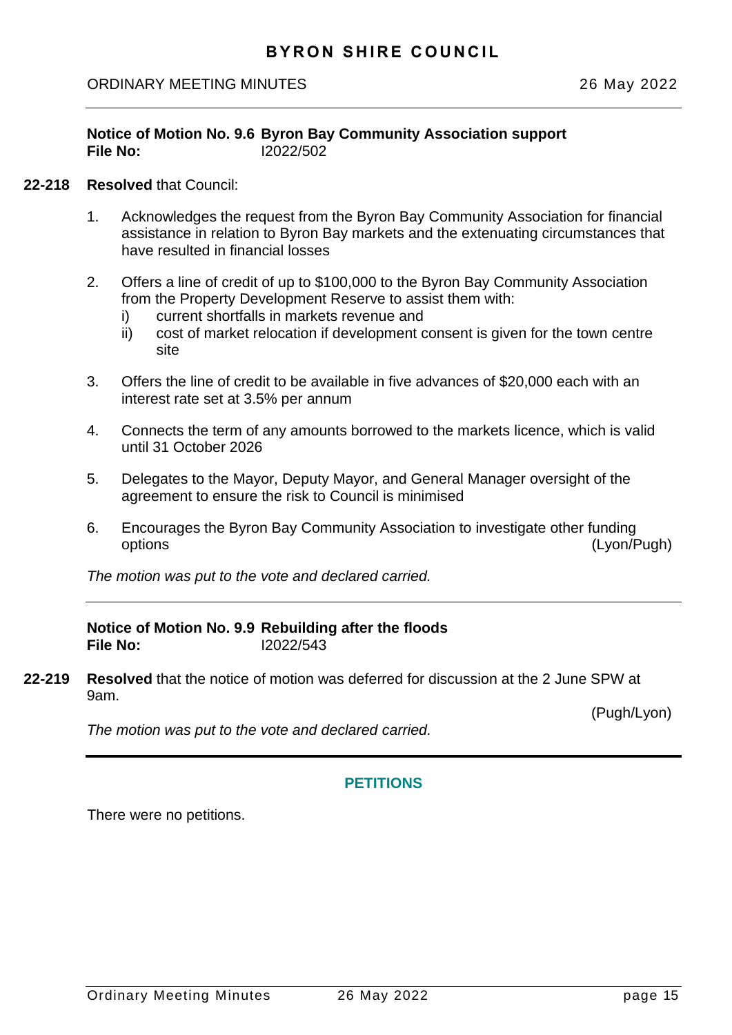**Notice of Motion No. 9.6 Byron Bay Community Association support**
**File No:** I2022/502

**22-218** **Resolved** that Council:

1. Acknowledges the request from the Byron Bay Community Association for financial assistance in relation to Byron Bay markets and the extenuating circumstances that have resulted in financial losses

2. Offers a line of credit of up to $100,000 to the Byron Bay Community Association from the Property Development Reserve to assist them with:
   i) current shortfalls in markets revenue and
   ii) cost of market relocation if development consent is given for the town centre site

3. Offers the line of credit to be available in five advances of $20,000 each with an interest rate set at 3.5% per annum

4. Connects the term of any amounts borrowed to the markets licence, which is valid until 31 October 2026

5. Delegates to the Mayor, Deputy Mayor, and General Manager oversight of the agreement to ensure the risk to Council is minimised

6. Encourages the Byron Bay Community Association to investigate other funding options (Lyon/Pugh)

*The motion was put to the vote and declared carried.*

---

**Notice of Motion No. 9.9 Rebuilding after the floods**
**File No:** I2022/543

**22-219** **Resolved** that the notice of motion was deferred for discussion at the 2 June SPW at 9am.

(Pugh/Lyon)

*The motion was put to the vote and declared carried.*

---

## PETITIONS

There were no petitions.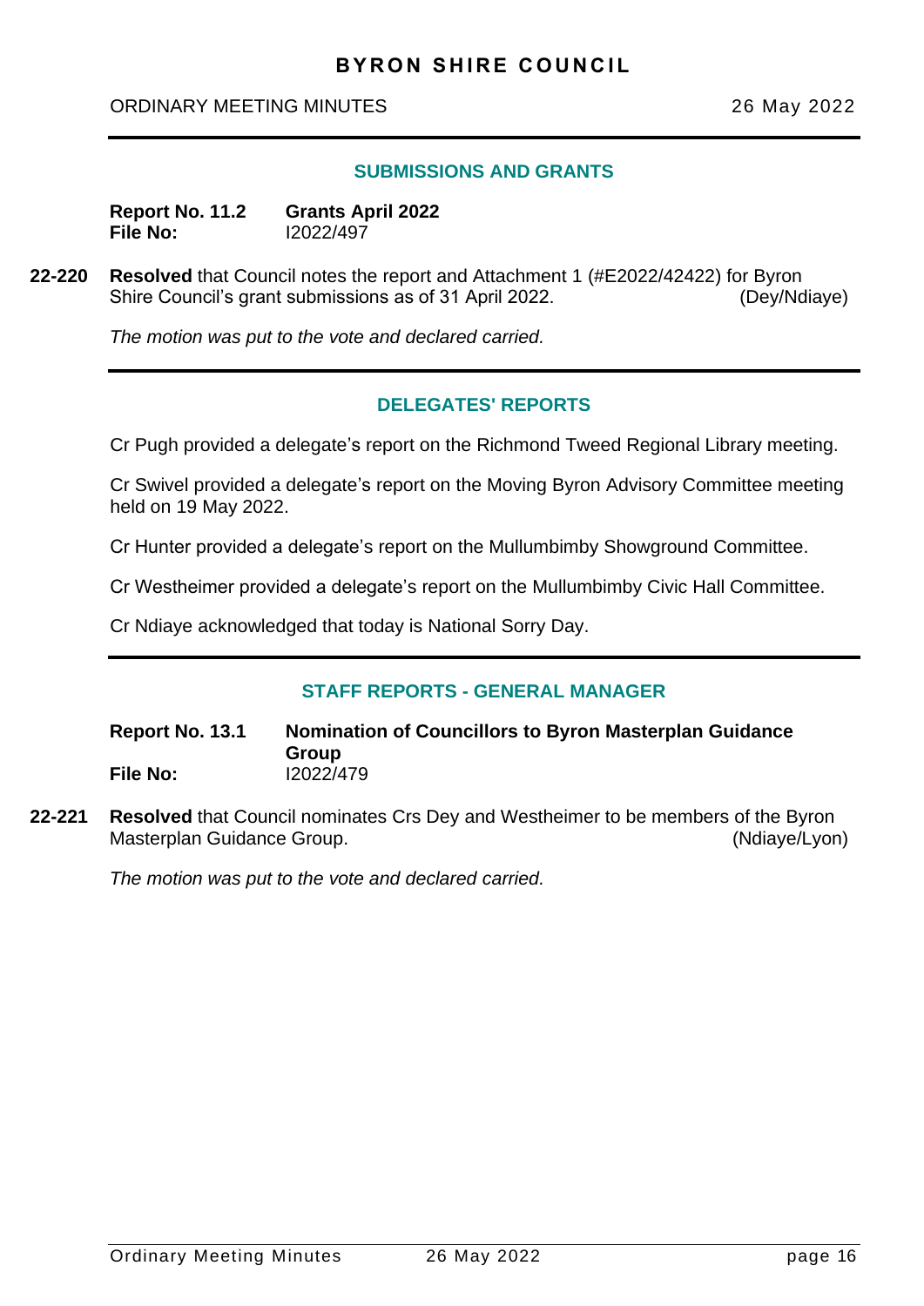## SUBMISSIONS AND GRANTS

**Report No. 11.2** **Grants April 2022**
**File No:** I2022/497

**22-220** **Resolved** that Council notes the report and Attachment 1 (#E2022/42422) for Byron Shire Council's grant submissions as of 31 April 2022. (Dey/Ndiaye)

*The motion was put to the vote and declared carried.*

## DELEGATES' REPORTS

Cr Pugh provided a delegate's report on the Richmond Tweed Regional Library meeting.

Cr Swivel provided a delegate's report on the Moving Byron Advisory Committee meeting held on 19 May 2022.

Cr Hunter provided a delegate's report on the Mullumbimby Showground Committee.

Cr Westheimer provided a delegate's report on the Mullumbimby Civic Hall Committee.

Cr Ndiaye acknowledged that today is National Sorry Day.

## STAFF REPORTS - GENERAL MANAGER

**Report No. 13.1** **Nomination of Councillors to Byron Masterplan Guidance Group**
**File No:** I2022/479

**22-221** **Resolved** that Council nominates Crs Dey and Westheimer to be members of the Byron Masterplan Guidance Group. (Ndiaye/Lyon)

*The motion was put to the vote and declared carried.*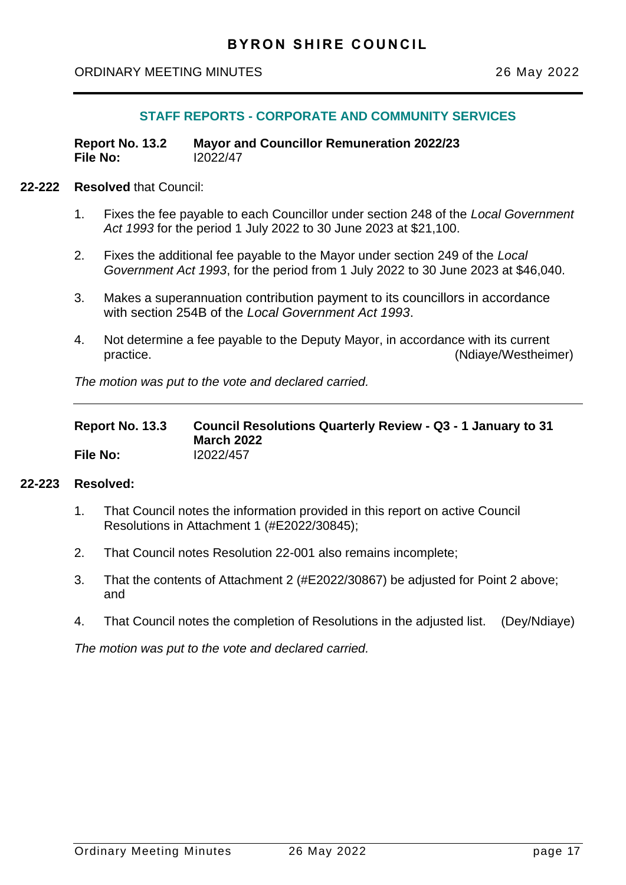## STAFF REPORTS - CORPORATE AND COMMUNITY SERVICES

**Report No. 13.2 Mayor and Councillor Remuneration 2022/23**
**File No:** I2022/47

**22-222 Resolved** that Council:

1. Fixes the fee payable to each Councillor under section 248 of the *Local Government Act 1993* for the period 1 July 2022 to 30 June 2023 at $21,100.

2. Fixes the additional fee payable to the Mayor under section 249 of the *Local Government Act 1993*, for the period from 1 July 2022 to 30 June 2023 at $46,040.

3. Makes a superannuation contribution payment to its councillors in accordance with section 254B of the *Local Government Act 1993*.

4. Not determine a fee payable to the Deputy Mayor, in accordance with its current practice. (Ndiaye/Westheimer)

*The motion was put to the vote and declared carried.*

---

**Report No. 13.3 Council Resolutions Quarterly Review - Q3 - 1 January to 31 March 2022**
**File No:** I2022/457

**22-223 Resolved:**

1. That Council notes the information provided in this report on active Council Resolutions in Attachment 1 (#E2022/30845);

2. That Council notes Resolution 22-001 also remains incomplete;

3. That the contents of Attachment 2 (#E2022/30867) be adjusted for Point 2 above; and

4. That Council notes the completion of Resolutions in the adjusted list. (Dey/Ndiaye)

*The motion was put to the vote and declared carried.*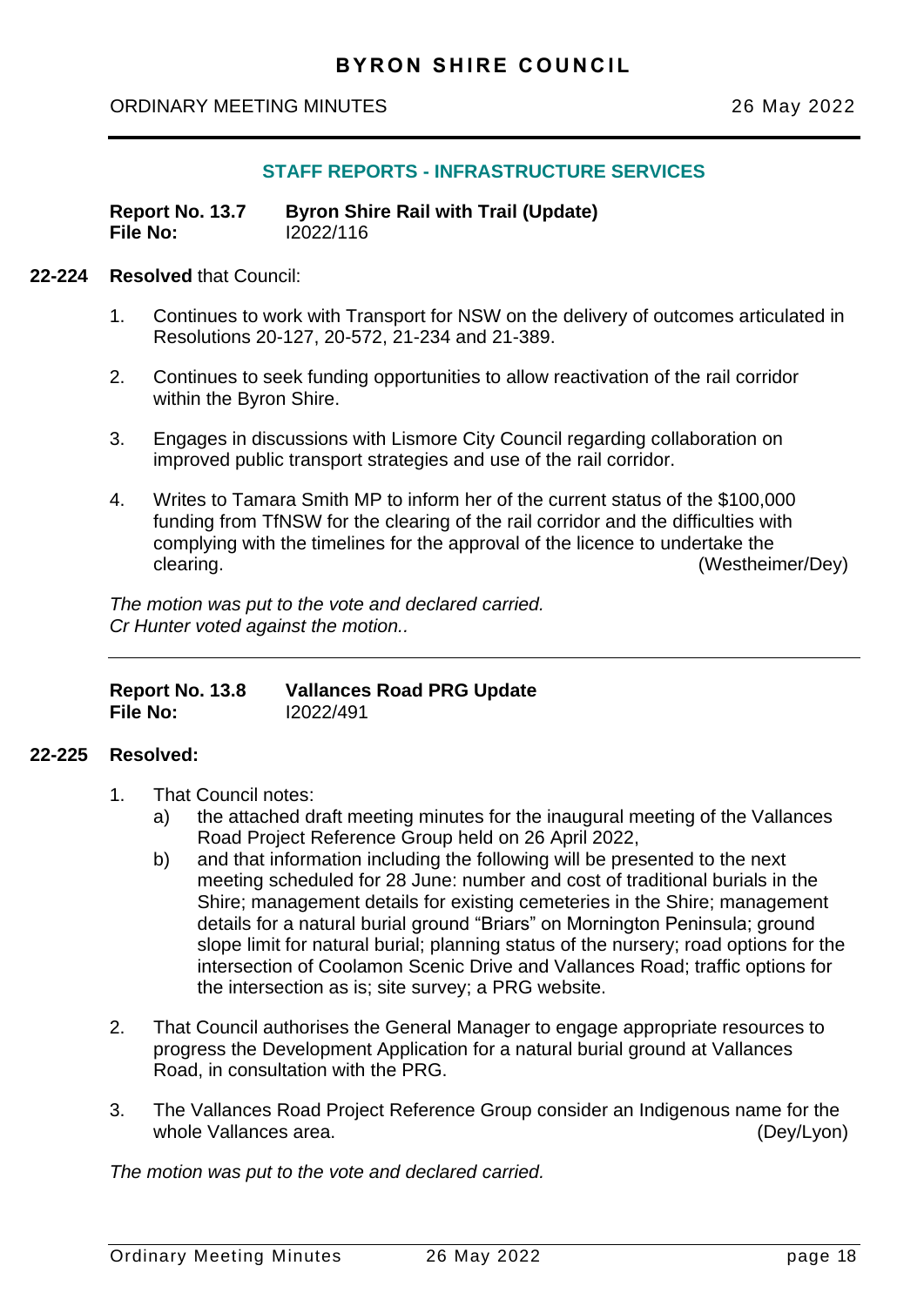## STAFF REPORTS - INFRASTRUCTURE SERVICES

**Report No. 13.7 Byron Shire Rail with Trail (Update)**
**File No:** I2022/116

**22-224 Resolved** that Council:

1. Continues to work with Transport for NSW on the delivery of outcomes articulated in Resolutions 20-127, 20-572, 21-234 and 21-389.

2. Continues to seek funding opportunities to allow reactivation of the rail corridor within the Byron Shire.

3. Engages in discussions with Lismore City Council regarding collaboration on improved public transport strategies and use of the rail corridor.

4. Writes to Tamara Smith MP to inform her of the current status of the $100,000 funding from TfNSW for the clearing of the rail corridor and the difficulties with complying with the timelines for the approval of the licence to undertake the clearing. (Westheimer/Dey)

*The motion was put to the vote and declared carried.*
*Cr Hunter voted against the motion..*

---

**Report No. 13.8 Vallances Road PRG Update**
**File No:** I2022/491

**22-225 Resolved:**

1. That Council notes:
   a) the attached draft meeting minutes for the inaugural meeting of the Vallances Road Project Reference Group held on 26 April 2022,
   b) and that information including the following will be presented to the next meeting scheduled for 28 June: number and cost of traditional burials in the Shire; management details for existing cemeteries in the Shire; management details for a natural burial ground "Briars" on Mornington Peninsula; ground slope limit for natural burial; planning status of the nursery; road options for the intersection of Coolamon Scenic Drive and Vallances Road; traffic options for the intersection as is; site survey; a PRG website.

2. That Council authorises the General Manager to engage appropriate resources to progress the Development Application for a natural burial ground at Vallances Road, in consultation with the PRG.

3. The Vallances Road Project Reference Group consider an Indigenous name for the whole Vallances area. (Dey/Lyon)

*The motion was put to the vote and declared carried.*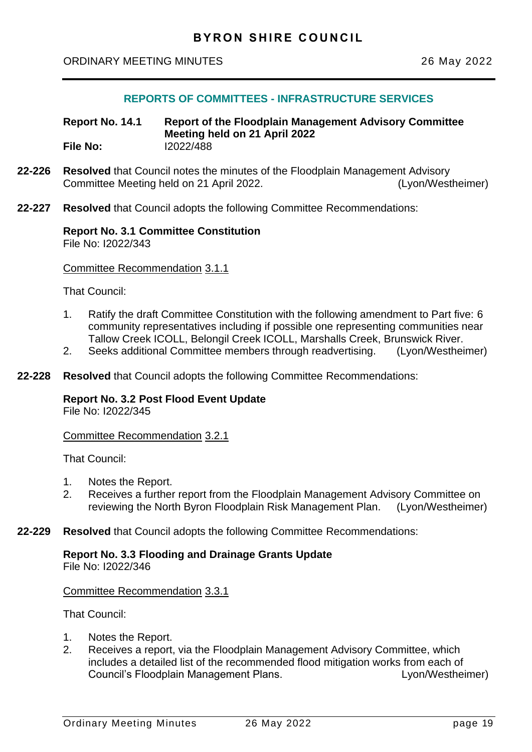## REPORTS OF COMMITTEES - INFRASTRUCTURE SERVICES

**Report No. 14.1 Report of the Floodplain Management Advisory Committee Meeting held on 21 April 2022**
**File No:** I2022/488

**22-226** **Resolved** that Council notes the minutes of the Floodplain Management Advisory Committee Meeting held on 21 April 2022. (Lyon/Westheimer)

**22-227** **Resolved** that Council adopts the following Committee Recommendations:

**Report No. 3.1 Committee Constitution**
File No: I2022/343

Committee Recommendation 3.1.1

That Council:

1. Ratify the draft Committee Constitution with the following amendment to Part five: 6 community representatives including if possible one representing communities near Tallow Creek ICOLL, Belongil Creek ICOLL, Marshalls Creek, Brunswick River.
2. Seeks additional Committee members through readvertising. (Lyon/Westheimer)

**22-228** **Resolved** that Council adopts the following Committee Recommendations:

**Report No. 3.2 Post Flood Event Update**
File No: I2022/345

Committee Recommendation 3.2.1

That Council:

1. Notes the Report.
2. Receives a further report from the Floodplain Management Advisory Committee on reviewing the North Byron Floodplain Risk Management Plan. (Lyon/Westheimer)

**22-229** **Resolved** that Council adopts the following Committee Recommendations:

**Report No. 3.3 Flooding and Drainage Grants Update**
File No: I2022/346

Committee Recommendation 3.3.1

That Council:

1. Notes the Report.
2. Receives a report, via the Floodplain Management Advisory Committee, which includes a detailed list of the recommended flood mitigation works from each of Council's Floodplain Management Plans. Lyon/Westheimer)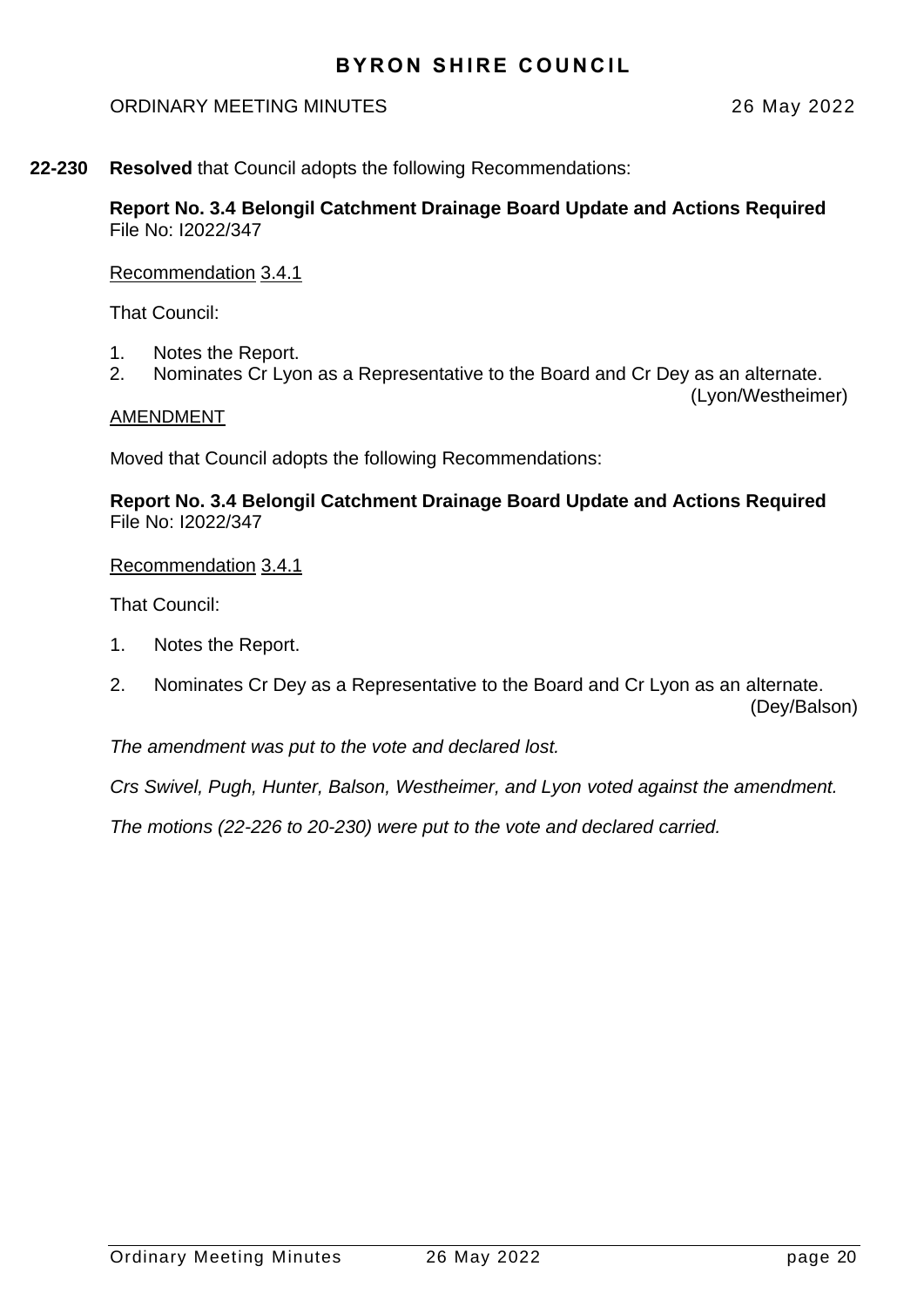**22-230** **Resolved** that Council adopts the following Recommendations:

**Report No. 3.4 Belongil Catchment Drainage Board Update and Actions Required**
File No: I2022/347

Recommendation 3.4.1

That Council:

1. Notes the Report.
2. Nominates Cr Lyon as a Representative to the Board and Cr Dey as an alternate.

(Lyon/Westheimer)

AMENDMENT

Moved that Council adopts the following Recommendations:

**Report No. 3.4 Belongil Catchment Drainage Board Update and Actions Required**
File No: I2022/347

Recommendation 3.4.1

That Council:

1. Notes the Report.

2. Nominates Cr Dey as a Representative to the Board and Cr Lyon as an alternate.

(Dey/Balson)

*The amendment was put to the vote and declared lost.*

*Crs Swivel, Pugh, Hunter, Balson, Westheimer, and Lyon voted against the amendment.*

*The motions (22-226 to 20-230) were put to the vote and declared carried.*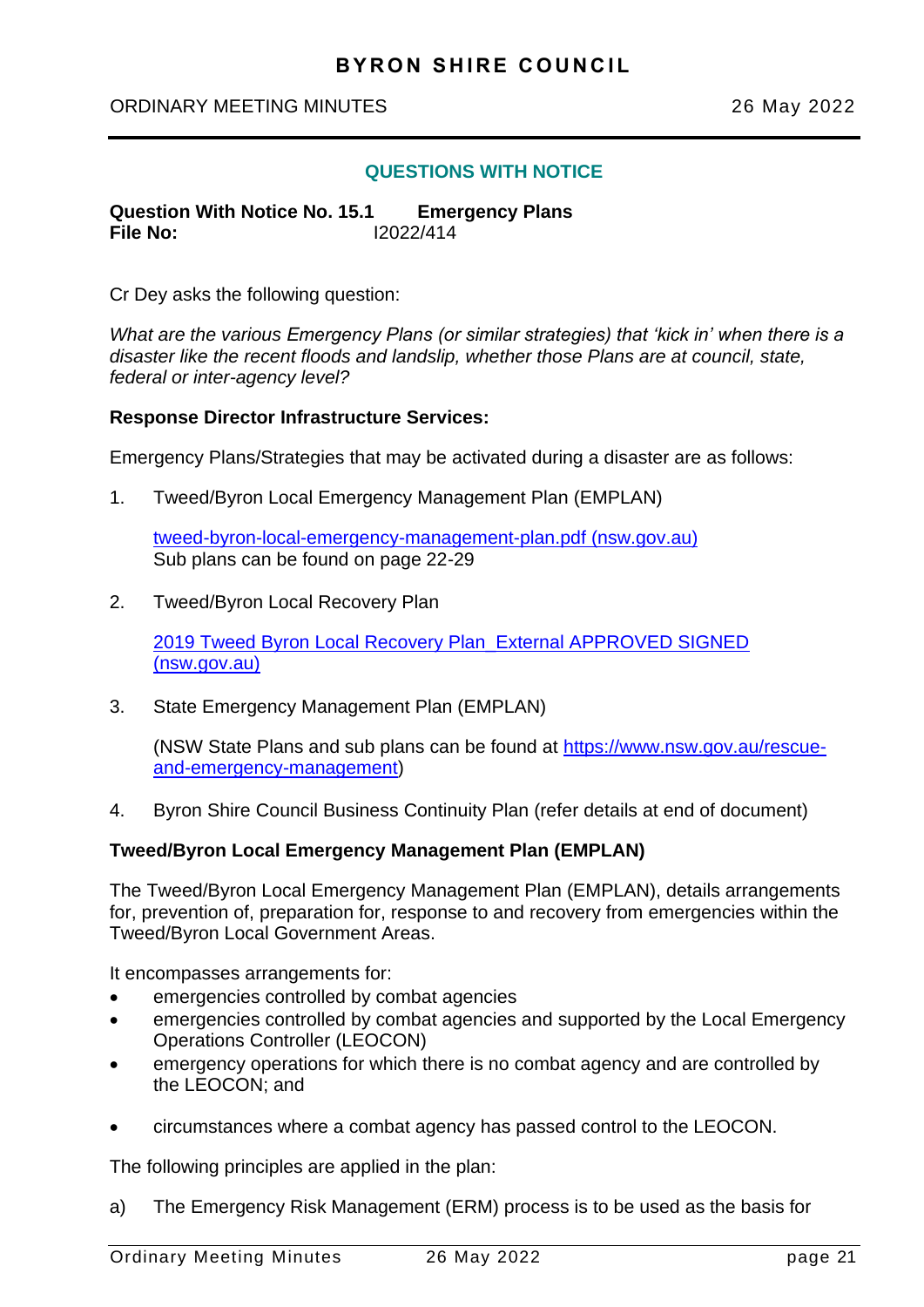## QUESTIONS WITH NOTICE

**Question With Notice No. 15.1 Emergency Plans**
**File No:** I2022/414

Cr Dey asks the following question:

*What are the various Emergency Plans (or similar strategies) that 'kick in' when there is a disaster like the recent floods and landslip, whether those Plans are at council, state, federal or inter-agency level?*

**Response Director Infrastructure Services:**

Emergency Plans/Strategies that may be activated during a disaster are as follows:

1. Tweed/Byron Local Emergency Management Plan (EMPLAN)

   [tweed-byron-local-emergency-management-plan.pdf (nsw.gov.au)]
   Sub plans can be found on page 22-29

2. Tweed/Byron Local Recovery Plan

   [2019 Tweed Byron Local Recovery Plan_External APPROVED SIGNED (nsw.gov.au)]

3. State Emergency Management Plan (EMPLAN)

   (NSW State Plans and sub plans can be found at https://www.nsw.gov.au/rescue-and-emergency-management)

4. Byron Shire Council Business Continuity Plan (refer details at end of document)

**Tweed/Byron Local Emergency Management Plan (EMPLAN)**

The Tweed/Byron Local Emergency Management Plan (EMPLAN), details arrangements for, prevention of, preparation for, response to and recovery from emergencies within the Tweed/Byron Local Government Areas.

It encompasses arrangements for:

- emergencies controlled by combat agencies
- emergencies controlled by combat agencies and supported by the Local Emergency Operations Controller (LEOCON)
- emergency operations for which there is no combat agency and are controlled by the LEOCON; and
- circumstances where a combat agency has passed control to the LEOCON.

The following principles are applied in the plan:

a) The Emergency Risk Management (ERM) process is to be used as the basis for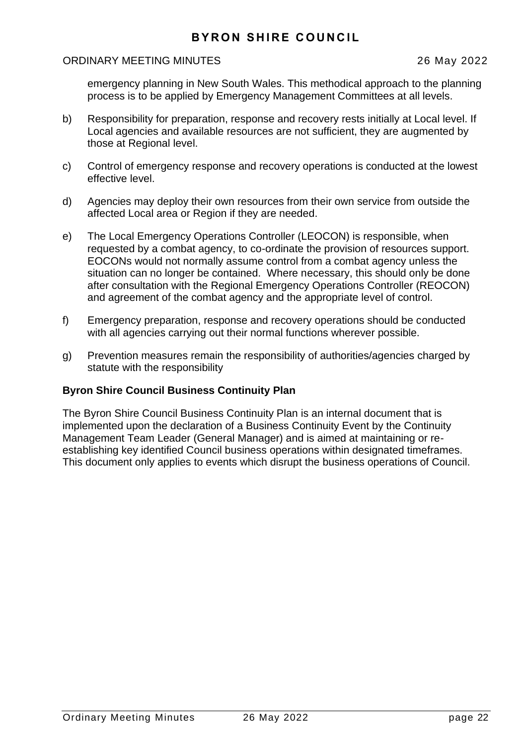emergency planning in New South Wales. This methodical approach to the planning process is to be applied by Emergency Management Committees at all levels.

b) Responsibility for preparation, response and recovery rests initially at Local level. If Local agencies and available resources are not sufficient, they are augmented by those at Regional level.

c) Control of emergency response and recovery operations is conducted at the lowest effective level.

d) Agencies may deploy their own resources from their own service from outside the affected Local area or Region if they are needed.

e) The Local Emergency Operations Controller (LEOCON) is responsible, when requested by a combat agency, to co-ordinate the provision of resources support. EOCONs would not normally assume control from a combat agency unless the situation can no longer be contained. Where necessary, this should only be done after consultation with the Regional Emergency Operations Controller (REOCON) and agreement of the combat agency and the appropriate level of control.

f) Emergency preparation, response and recovery operations should be conducted with all agencies carrying out their normal functions wherever possible.

g) Prevention measures remain the responsibility of authorities/agencies charged by statute with the responsibility

**Byron Shire Council Business Continuity Plan**

The Byron Shire Council Business Continuity Plan is an internal document that is implemented upon the declaration of a Business Continuity Event by the Continuity Management Team Leader (General Manager) and is aimed at maintaining or re-establishing key identified Council business operations within designated timeframes. This document only applies to events which disrupt the business operations of Council.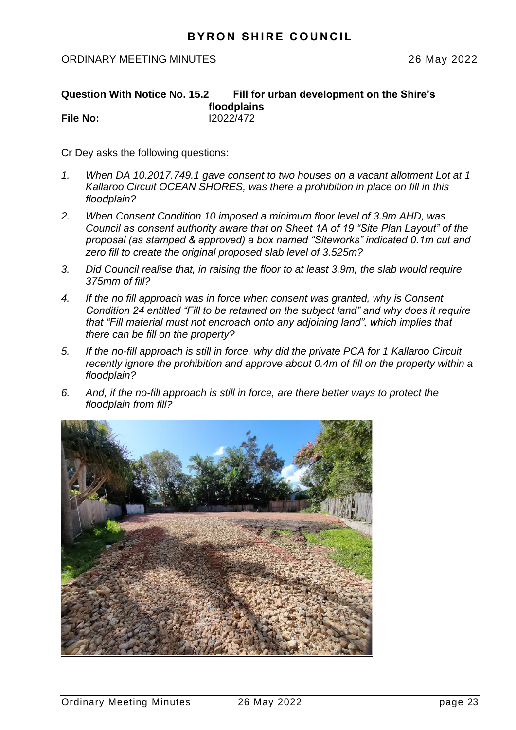**Question With Notice No. 15.2 Fill for urban development on the Shire's floodplains**
**File No:** I2022/472

Cr Dey asks the following questions:

1. *When DA 10.2017.749.1 gave consent to two houses on a vacant allotment Lot at 1 Kallaroo Circuit OCEAN SHORES, was there a prohibition in place on fill in this floodplain?*
2. *When Consent Condition 10 imposed a minimum floor level of 3.9m AHD, was Council as consent authority aware that on Sheet 1A of 19 "Site Plan Layout" of the proposal (as stamped & approved) a box named "Siteworks" indicated 0.1m cut and zero fill to create the original proposed slab level of 3.525m?*
3. *Did Council realise that, in raising the floor to at least 3.9m, the slab would require 375mm of fill?*
4. *If the no fill approach was in force when consent was granted, why is Consent Condition 24 entitled "Fill to be retained on the subject land" and why does it require that "Fill material must not encroach onto any adjoining land", which implies that there can be fill on the property?*
5. *If the no-fill approach is still in force, why did the private PCA for 1 Kallaroo Circuit recently ignore the prohibition and approve about 0.4m of fill on the property within a floodplain?*
6. *And, if the no-fill approach is still in force, are there better ways to protect the floodplain from fill?*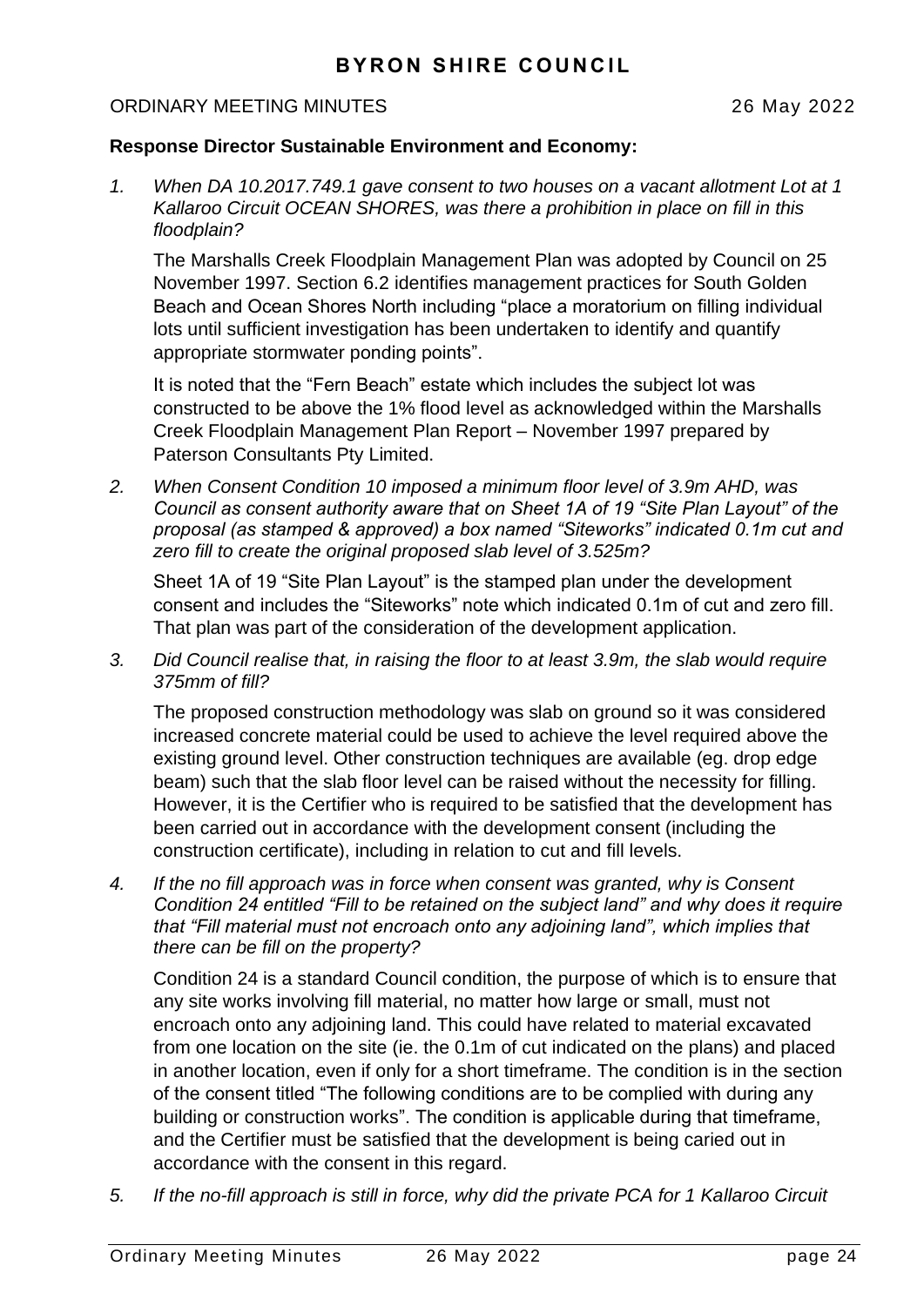**Response Director Sustainable Environment and Economy:**

1. *When DA 10.2017.749.1 gave consent to two houses on a vacant allotment Lot at 1 Kallaroo Circuit OCEAN SHORES, was there a prohibition in place on fill in this floodplain?*

   The Marshalls Creek Floodplain Management Plan was adopted by Council on 25 November 1997. Section 6.2 identifies management practices for South Golden Beach and Ocean Shores North including "place a moratorium on filling individual lots until sufficient investigation has been undertaken to identify and quantify appropriate stormwater ponding points".

   It is noted that the "Fern Beach" estate which includes the subject lot was constructed to be above the 1% flood level as acknowledged within the Marshalls Creek Floodplain Management Plan Report – November 1997 prepared by Paterson Consultants Pty Limited.

2. *When Consent Condition 10 imposed a minimum floor level of 3.9m AHD, was Council as consent authority aware that on Sheet 1A of 19 "Site Plan Layout" of the proposal (as stamped & approved) a box named "Siteworks" indicated 0.1m cut and zero fill to create the original proposed slab level of 3.525m?*

   Sheet 1A of 19 "Site Plan Layout" is the stamped plan under the development consent and includes the "Siteworks" note which indicated 0.1m of cut and zero fill. That plan was part of the consideration of the development application.

3. *Did Council realise that, in raising the floor to at least 3.9m, the slab would require 375mm of fill?*

   The proposed construction methodology was slab on ground so it was considered increased concrete material could be used to achieve the level required above the existing ground level. Other construction techniques are available (eg. drop edge beam) such that the slab floor level can be raised without the necessity for filling. However, it is the Certifier who is required to be satisfied that the development has been carried out in accordance with the development consent (including the construction certificate), including in relation to cut and fill levels.

4. *If the no fill approach was in force when consent was granted, why is Consent Condition 24 entitled "Fill to be retained on the subject land" and why does it require that "Fill material must not encroach onto any adjoining land", which implies that there can be fill on the property?*

   Condition 24 is a standard Council condition, the purpose of which is to ensure that any site works involving fill material, no matter how large or small, must not encroach onto any adjoining land. This could have related to material excavated from one location on the site (ie. the 0.1m of cut indicated on the plans) and placed in another location, even if only for a short timeframe. The condition is in the section of the consent titled "The following conditions are to be complied with during any building or construction works". The condition is applicable during that timeframe, and the Certifier must be satisfied that the development is being caried out in accordance with the consent in this regard.

5. *If the no-fill approach is still in force, why did the private PCA for 1 Kallaroo Circuit*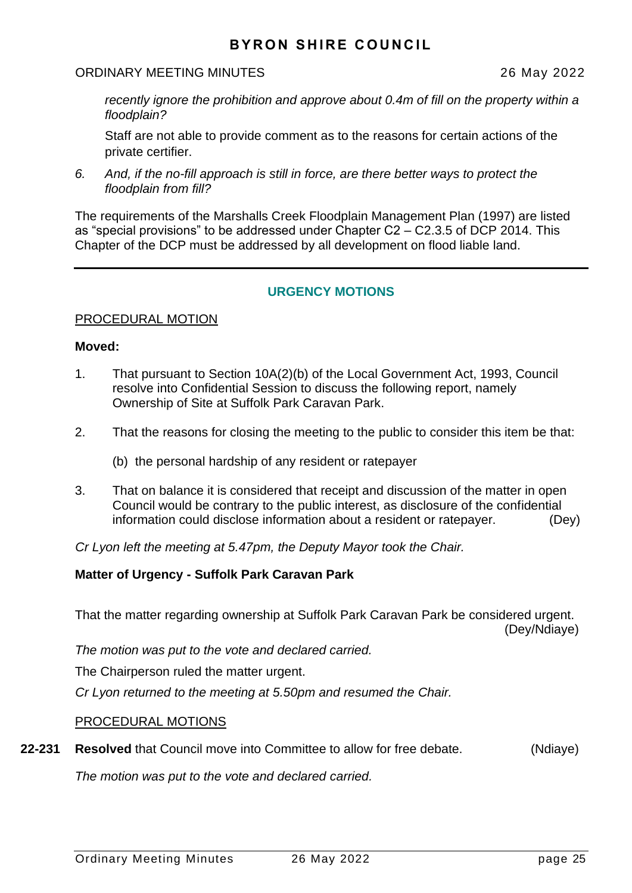*recently ignore the prohibition and approve about 0.4m of fill on the property within a floodplain?*

Staff are not able to provide comment as to the reasons for certain actions of the private certifier.

6. *And, if the no-fill approach is still in force, are there better ways to protect the floodplain from fill?*

The requirements of the Marshalls Creek Floodplain Management Plan (1997) are listed as "special provisions" to be addressed under Chapter C2 – C2.3.5 of DCP 2014. This Chapter of the DCP must be addressed by all development on flood liable land.

---

## URGENCY MOTIONS

PROCEDURAL MOTION

**Moved:**

1. That pursuant to Section 10A(2)(b) of the Local Government Act, 1993, Council resolve into Confidential Session to discuss the following report, namely Ownership of Site at Suffolk Park Caravan Park.

2. That the reasons for closing the meeting to the public to consider this item be that:

   (b) the personal hardship of any resident or ratepayer

3. That on balance it is considered that receipt and discussion of the matter in open Council would be contrary to the public interest, as disclosure of the confidential information could disclose information about a resident or ratepayer. (Dey)

*Cr Lyon left the meeting at 5.47pm, the Deputy Mayor took the Chair.*

**Matter of Urgency - Suffolk Park Caravan Park**

That the matter regarding ownership at Suffolk Park Caravan Park be considered urgent. (Dey/Ndiaye)

*The motion was put to the vote and declared carried.*

The Chairperson ruled the matter urgent.

*Cr Lyon returned to the meeting at 5.50pm and resumed the Chair.*

PROCEDURAL MOTIONS

**22-231** **Resolved** that Council move into Committee to allow for free debate. (Ndiaye)

*The motion was put to the vote and declared carried.*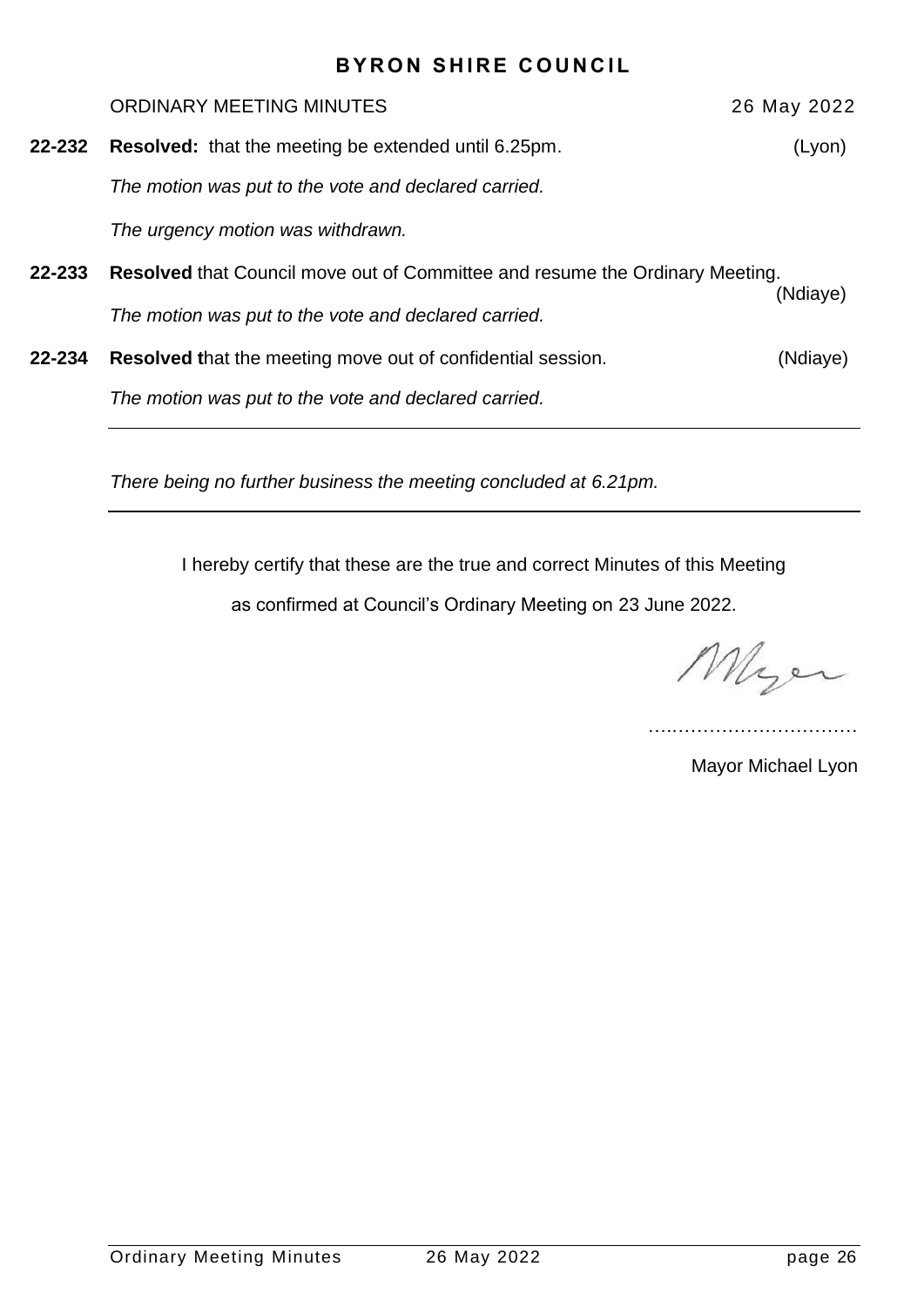**22-232 Resolved:** that the meeting be extended until 6.25pm. (Lyon)

*The motion was put to the vote and declared carried.*

*The urgency motion was withdrawn.*

**22-233 Resolved** that Council move out of Committee and resume the Ordinary Meeting. (Ndiaye)

*The motion was put to the vote and declared carried.*

**22-234 Resolved t**hat the meeting move out of confidential session. (Ndiaye)

*The motion was put to the vote and declared carried.*

---

*There being no further business the meeting concluded at 6.21pm.*

---

I hereby certify that these are the true and correct Minutes of this Meeting

as confirmed at Council's Ordinary Meeting on 23 June 2022.

……………………………

Mayor Michael Lyon